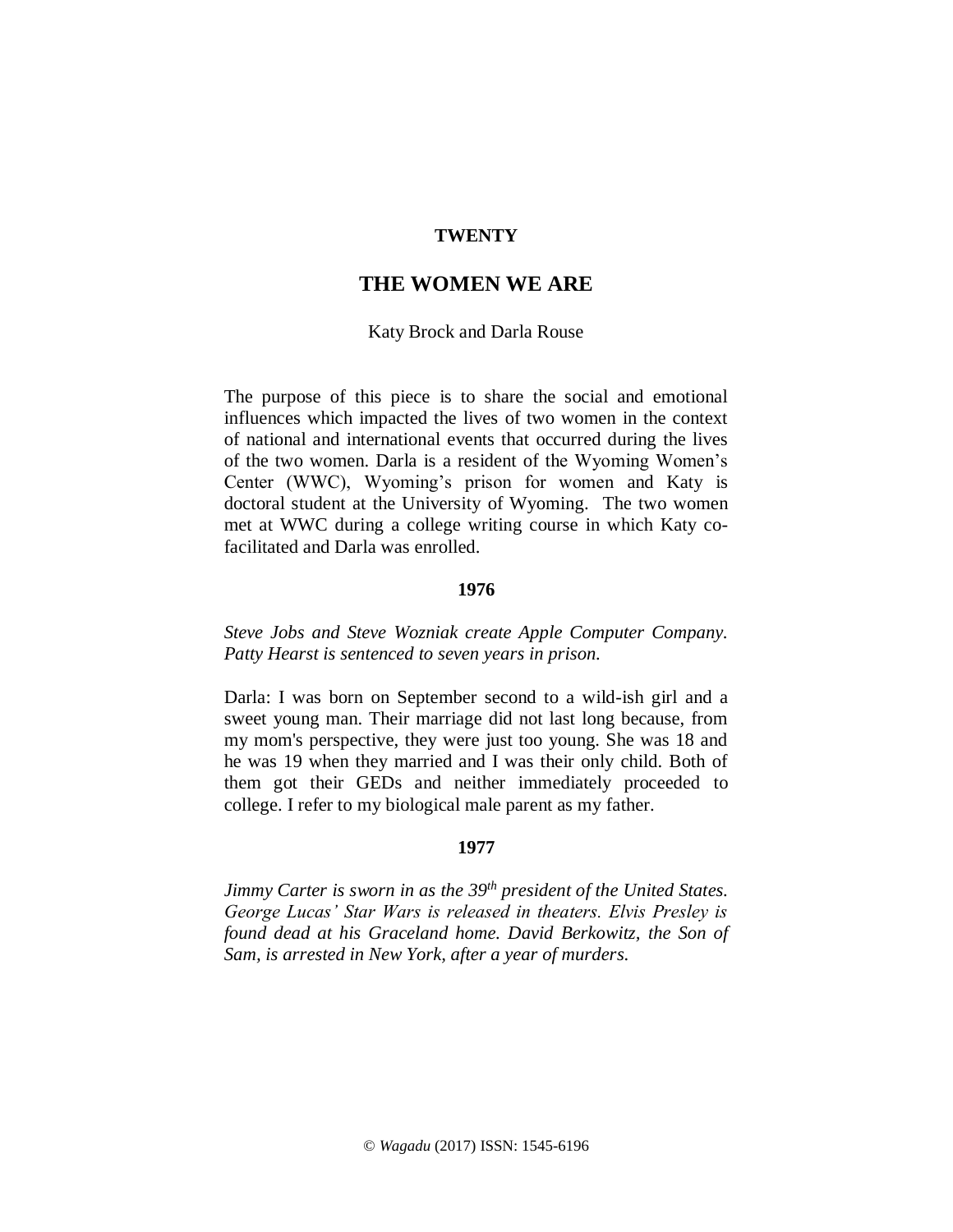**TWENTY**

# THE WOMEN WE ARE

Katy Brock and Darla Rouse

The purpose of this piece is to share the social and emotional influences which impacted the lives of two women in the context of national and international events that occurred during the lives of the two women. Darla is a resident of the Wyoming Women's Center (WWC), Wyoming's prison for women and Katy is doctoral student at the University of Wyoming. The two women met at WWC during a college writing course in which Katy co-facilitated and Darla was enrolled.

## 1976

*Steve Jobs and Steve Wozniak create Apple Computer Company. Patty Hearst is sentenced to seven years in prison.*

Darla: I was born on September second to a wild-ish girl and a sweet young man. Their marriage did not last long because, from my mom's perspective, they were just too young. She was 18 and he was 19 when they married and I was their only child. Both of them got their GEDs and neither immediately proceeded to college. I refer to my biological male parent as my father.

## 1977

*Jimmy Carter is sworn in as the 39th president of the United States. George Lucas' Star Wars is released in theaters. Elvis Presley is found dead at his Graceland home. David Berkowitz, the Son of Sam, is arrested in New York, after a year of murders.*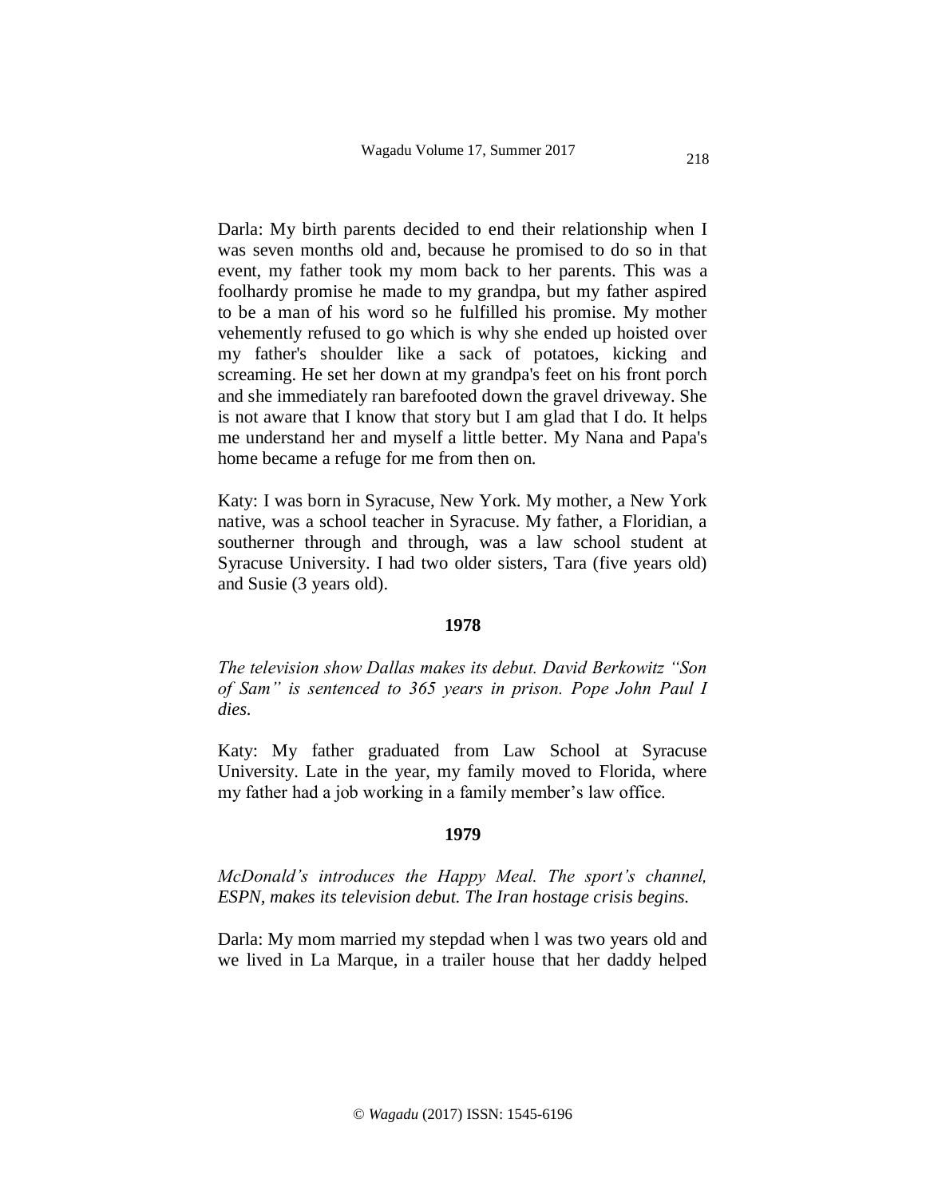Darla: My birth parents decided to end their relationship when I was seven months old and, because he promised to do so in that event, my father took my mom back to her parents. This was a foolhardy promise he made to my grandpa, but my father aspired to be a man of his word so he fulfilled his promise. My mother vehemently refused to go which is why she ended up hoisted over my father's shoulder like a sack of potatoes, kicking and screaming. He set her down at my grandpa's feet on his front porch and she immediately ran barefooted down the gravel driveway. She is not aware that I know that story but I am glad that I do. It helps me understand her and myself a little better. My Nana and Papa's home became a refuge for me from then on.

Katy: I was born in Syracuse, New York. My mother, a New York native, was a school teacher in Syracuse. My father, a Floridian, a southerner through and through, was a law school student at Syracuse University. I had two older sisters, Tara (five years old) and Susie (3 years old).

**1978**

*The television show Dallas makes its debut. David Berkowitz "Son of Sam" is sentenced to 365 years in prison. Pope John Paul I dies.*

Katy: My father graduated from Law School at Syracuse University. Late in the year, my family moved to Florida, where my father had a job working in a family member's law office.

**1979**

*McDonald's introduces the Happy Meal. The sport's channel, ESPN, makes its television debut. The Iran hostage crisis begins.*

Darla: My mom married my stepdad when l was two years old and we lived in La Marque, in a trailer house that her daddy helped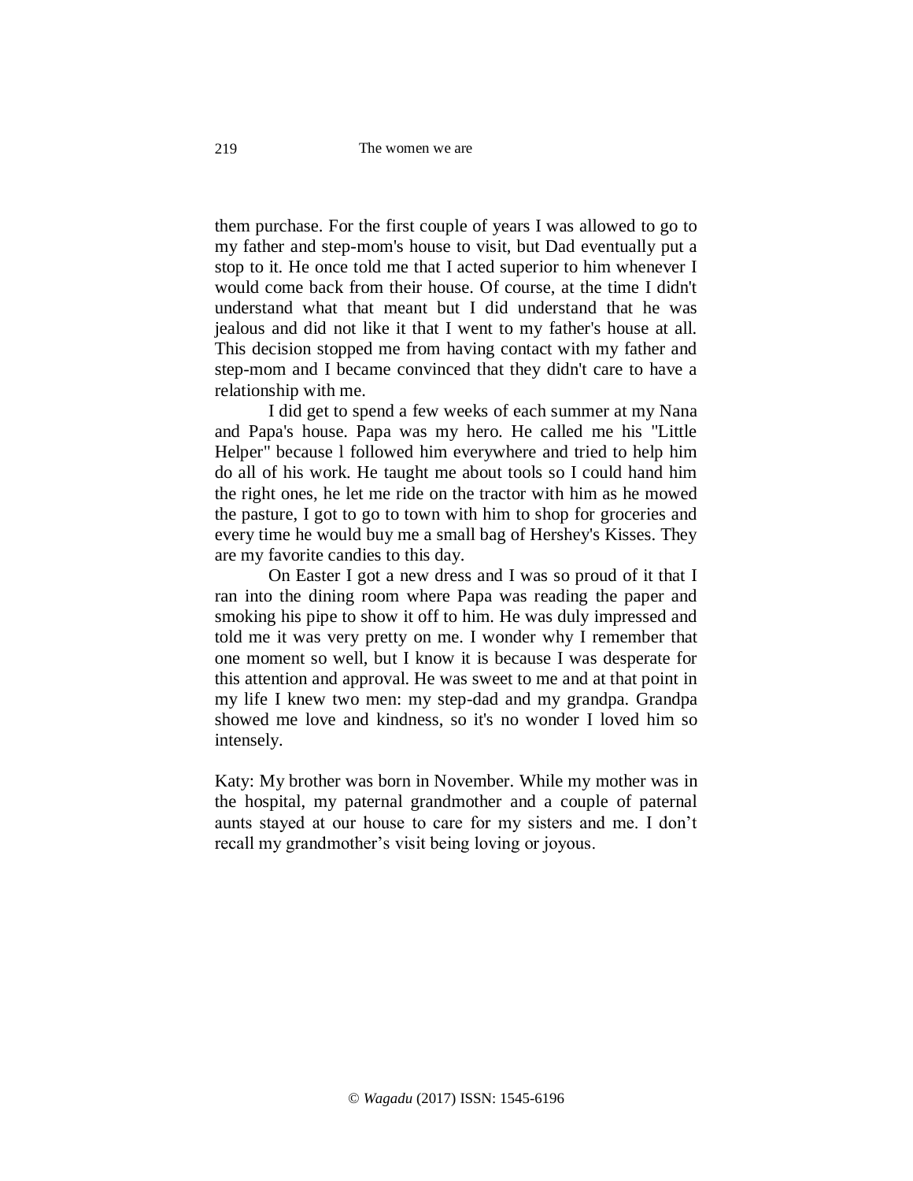them purchase. For the first couple of years I was allowed to go to my father and step-mom's house to visit, but Dad eventually put a stop to it. He once told me that I acted superior to him whenever I would come back from their house. Of course, at the time I didn't understand what that meant but I did understand that he was jealous and did not like it that I went to my father's house at all. This decision stopped me from having contact with my father and step-mom and I became convinced that they didn't care to have a relationship with me.

I did get to spend a few weeks of each summer at my Nana and Papa's house. Papa was my hero. He called me his "Little Helper" because l followed him everywhere and tried to help him do all of his work. He taught me about tools so I could hand him the right ones, he let me ride on the tractor with him as he mowed the pasture, I got to go to town with him to shop for groceries and every time he would buy me a small bag of Hershey's Kisses. They are my favorite candies to this day.

On Easter I got a new dress and I was so proud of it that I ran into the dining room where Papa was reading the paper and smoking his pipe to show it off to him. He was duly impressed and told me it was very pretty on me. I wonder why I remember that one moment so well, but I know it is because I was desperate for this attention and approval. He was sweet to me and at that point in my life I knew two men: my step-dad and my grandpa. Grandpa showed me love and kindness, so it's no wonder I loved him so intensely.

Katy: My brother was born in November. While my mother was in the hospital, my paternal grandmother and a couple of paternal aunts stayed at our house to care for my sisters and me. I don’t recall my grandmother’s visit being loving or joyous.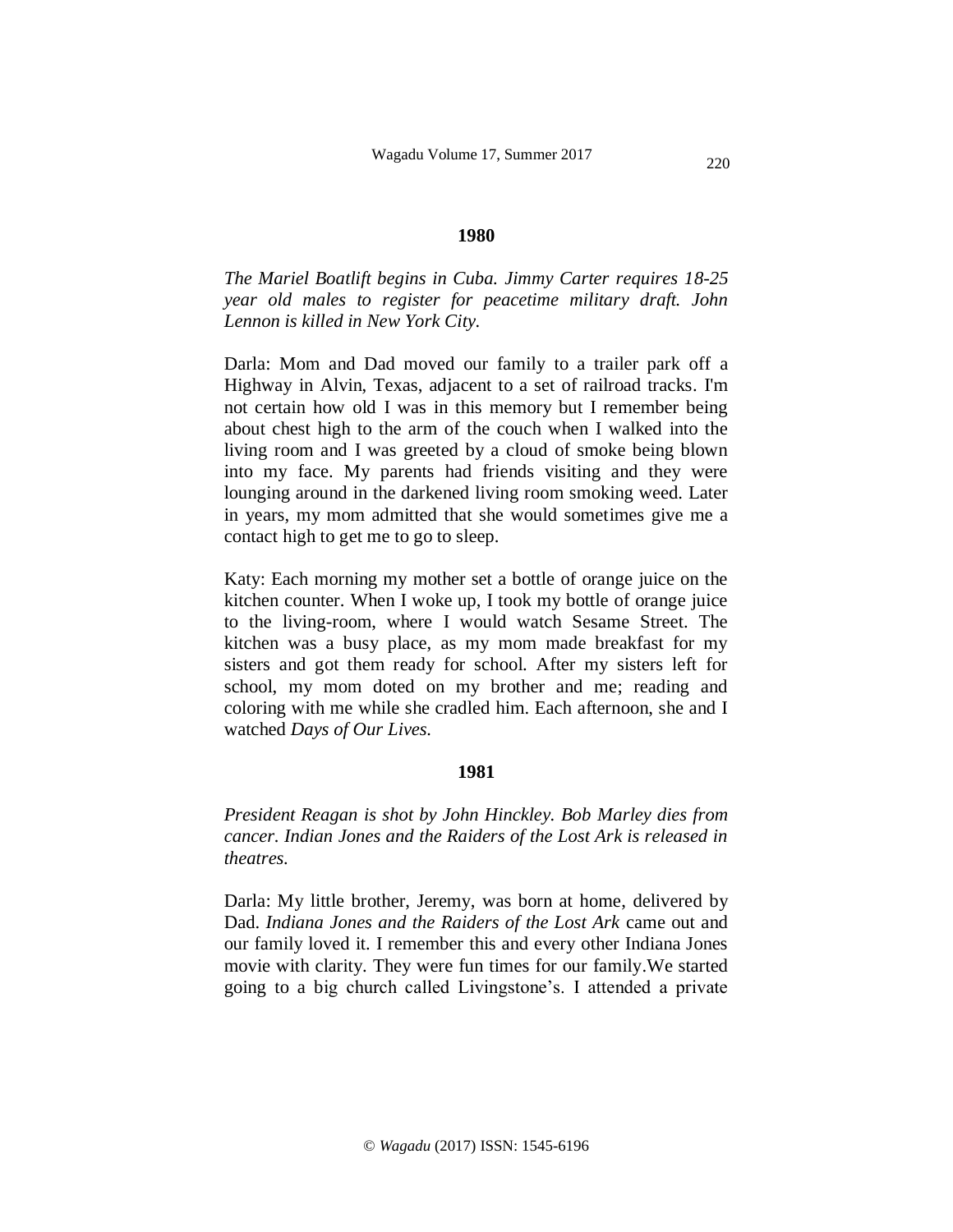### 1980

*The Mariel Boatlift begins in Cuba. Jimmy Carter requires 18-25 year old males to register for peacetime military draft. John Lennon is killed in New York City.*

Darla: Mom and Dad moved our family to a trailer park off a Highway in Alvin, Texas, adjacent to a set of railroad tracks. I'm not certain how old I was in this memory but I remember being about chest high to the arm of the couch when I walked into the living room and I was greeted by a cloud of smoke being blown into my face. My parents had friends visiting and they were lounging around in the darkened living room smoking weed. Later in years, my mom admitted that she would sometimes give me a contact high to get me to go to sleep.

Katy: Each morning my mother set a bottle of orange juice on the kitchen counter. When I woke up, I took my bottle of orange juice to the living-room, where I would watch Sesame Street. The kitchen was a busy place, as my mom made breakfast for my sisters and got them ready for school. After my sisters left for school, my mom doted on my brother and me; reading and coloring with me while she cradled him. Each afternoon, she and I watched *Days of Our Lives.*

### 1981

*President Reagan is shot by John Hinckley. Bob Marley dies from cancer. Indian Jones and the Raiders of the Lost Ark is released in theatres.*

Darla: My little brother, Jeremy, was born at home, delivered by Dad. *Indiana Jones and the Raiders of the Lost Ark* came out and our family loved it. I remember this and every other Indiana Jones movie with clarity. They were fun times for our family.We started going to a big church called Livingstone's. I attended a private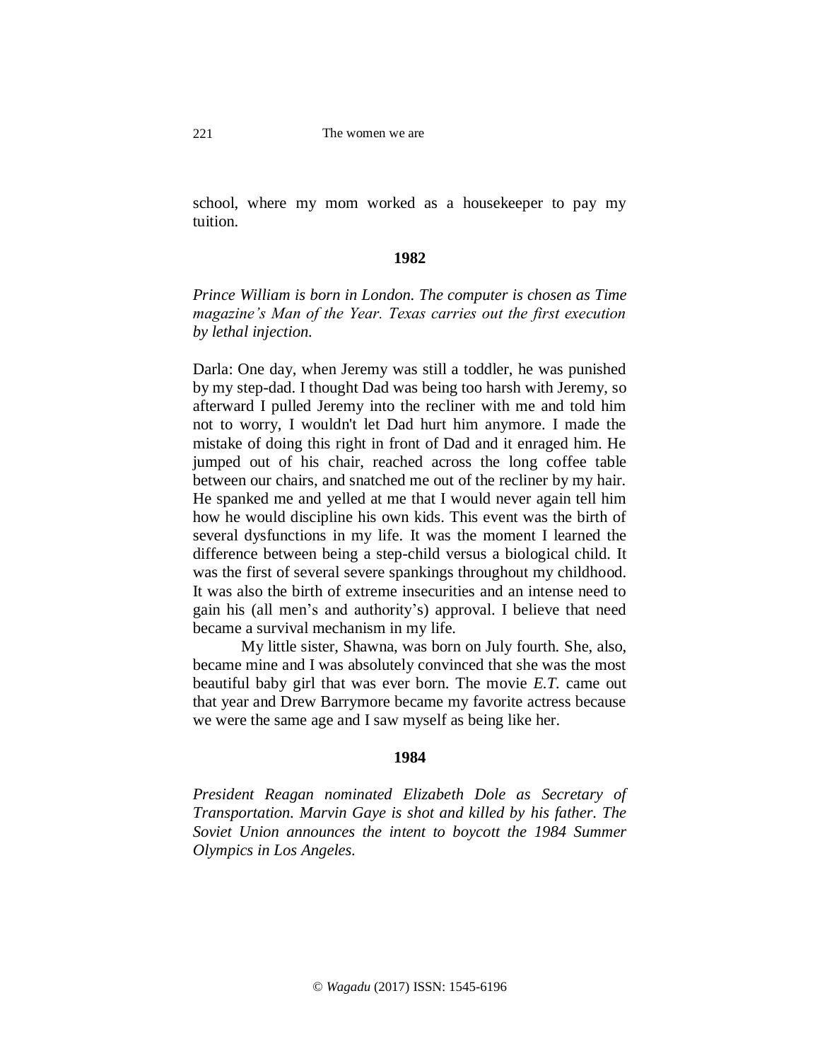school, where my mom worked as a housekeeper to pay my tuition.

**1982**

*Prince William is born in London. The computer is chosen as Time magazine's Man of the Year. Texas carries out the first execution by lethal injection.*

Darla: One day, when Jeremy was still a toddler, he was punished by my step-dad. I thought Dad was being too harsh with Jeremy, so afterward I pulled Jeremy into the recliner with me and told him not to worry, I wouldn't let Dad hurt him anymore. I made the mistake of doing this right in front of Dad and it enraged him. He jumped out of his chair, reached across the long coffee table between our chairs, and snatched me out of the recliner by my hair. He spanked me and yelled at me that I would never again tell him how he would discipline his own kids. This event was the birth of several dysfunctions in my life. It was the moment I learned the difference between being a step-child versus a biological child. It was the first of several severe spankings throughout my childhood. It was also the birth of extreme insecurities and an intense need to gain his (all men's and authority's) approval. I believe that need became a survival mechanism in my life.

My little sister, Shawna, was born on July fourth. She, also, became mine and I was absolutely convinced that she was the most beautiful baby girl that was ever born. The movie *E.T.* came out that year and Drew Barrymore became my favorite actress because we were the same age and I saw myself as being like her.

**1984**

*President Reagan nominated Elizabeth Dole as Secretary of Transportation. Marvin Gaye is shot and killed by his father. The Soviet Union announces the intent to boycott the 1984 Summer Olympics in Los Angeles.*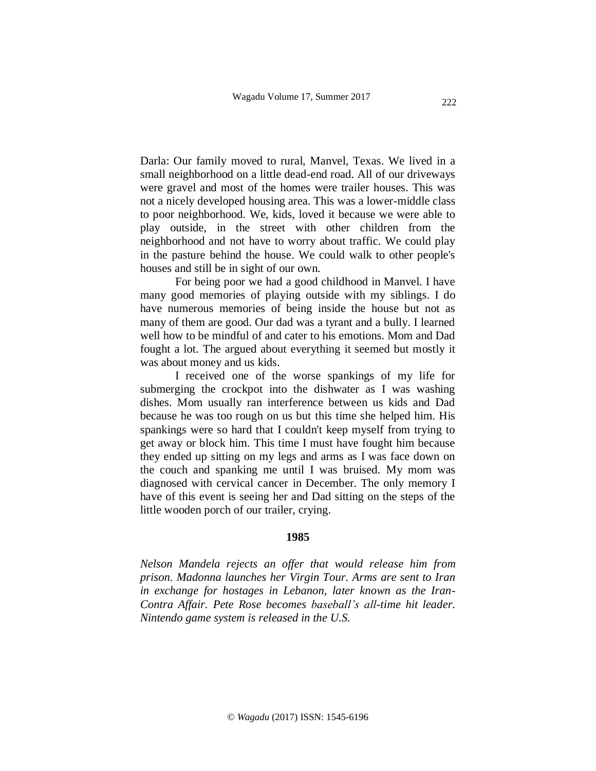Darla: Our family moved to rural, Manvel, Texas. We lived in a small neighborhood on a little dead-end road. All of our driveways were gravel and most of the homes were trailer houses. This was not a nicely developed housing area. This was a lower-middle class to poor neighborhood. We, kids, loved it because we were able to play outside, in the street with other children from the neighborhood and not have to worry about traffic. We could play in the pasture behind the house. We could walk to other people's houses and still be in sight of our own.

For being poor we had a good childhood in Manvel. I have many good memories of playing outside with my siblings. I do have numerous memories of being inside the house but not as many of them are good. Our dad was a tyrant and a bully. I learned well how to be mindful of and cater to his emotions. Mom and Dad fought a lot. The argued about everything it seemed but mostly it was about money and us kids.

I received one of the worse spankings of my life for submerging the crockpot into the dishwater as I was washing dishes. Mom usually ran interference between us kids and Dad because he was too rough on us but this time she helped him. His spankings were so hard that I couldn't keep myself from trying to get away or block him. This time I must have fought him because they ended up sitting on my legs and arms as I was face down on the couch and spanking me until I was bruised. My mom was diagnosed with cervical cancer in December. The only memory I have of this event is seeing her and Dad sitting on the steps of the little wooden porch of our trailer, crying.

**1985**

*Nelson Mandela rejects an offer that would release him from prison. Madonna launches her Virgin Tour. Arms are sent to Iran in exchange for hostages in Lebanon, later known as the Iran-Contra Affair. Pete Rose becomes baseball's all-time hit leader. Nintendo game system is released in the U.S.*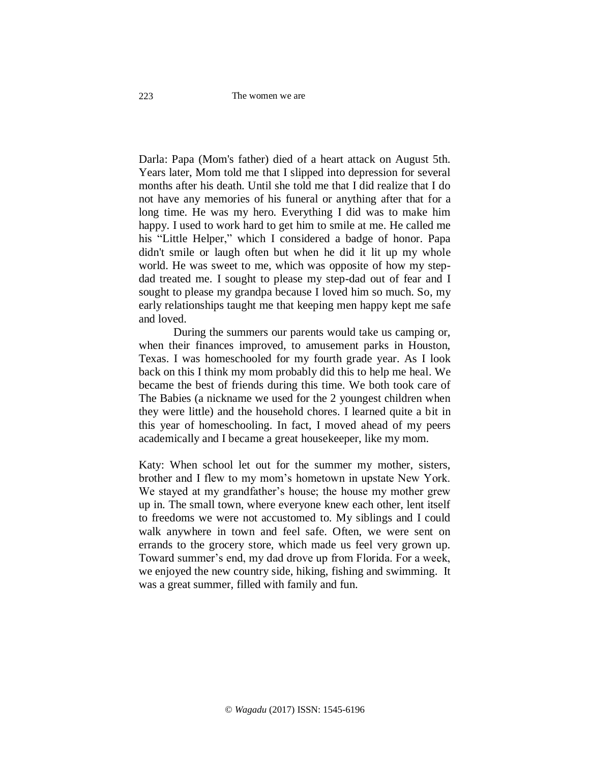Darla: Papa (Mom's father) died of a heart attack on August 5th. Years later, Mom told me that I slipped into depression for several months after his death. Until she told me that I did realize that I do not have any memories of his funeral or anything after that for a long time. He was my hero. Everything I did was to make him happy. I used to work hard to get him to smile at me. He called me his "Little Helper," which I considered a badge of honor. Papa didn't smile or laugh often but when he did it lit up my whole world. He was sweet to me, which was opposite of how my step-dad treated me. I sought to please my step-dad out of fear and I sought to please my grandpa because I loved him so much. So, my early relationships taught me that keeping men happy kept me safe and loved.

During the summers our parents would take us camping or, when their finances improved, to amusement parks in Houston, Texas. I was homeschooled for my fourth grade year. As I look back on this I think my mom probably did this to help me heal. We became the best of friends during this time. We both took care of The Babies (a nickname we used for the 2 youngest children when they were little) and the household chores. I learned quite a bit in this year of homeschooling. In fact, I moved ahead of my peers academically and I became a great housekeeper, like my mom.

Katy: When school let out for the summer my mother, sisters, brother and I flew to my mom's hometown in upstate New York. We stayed at my grandfather's house; the house my mother grew up in. The small town, where everyone knew each other, lent itself to freedoms we were not accustomed to. My siblings and I could walk anywhere in town and feel safe. Often, we were sent on errands to the grocery store, which made us feel very grown up. Toward summer's end, my dad drove up from Florida. For a week, we enjoyed the new country side, hiking, fishing and swimming. It was a great summer, filled with family and fun.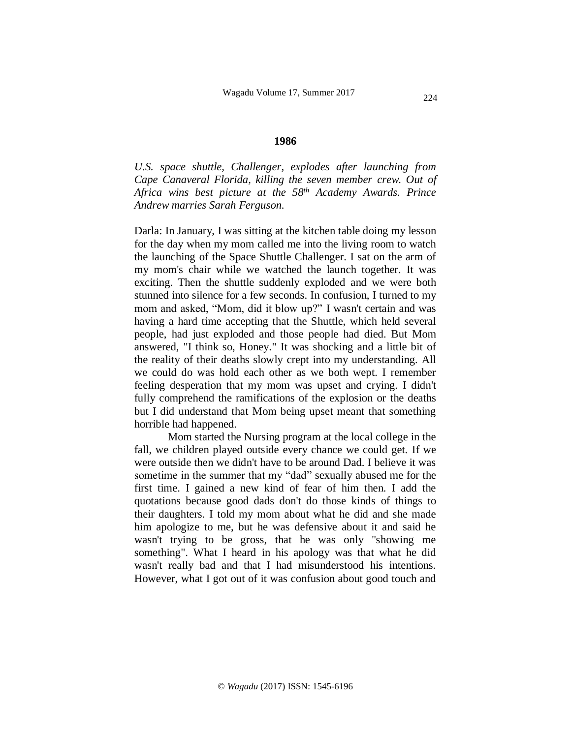**1986**

*U.S. space shuttle, Challenger, explodes after launching from Cape Canaveral Florida, killing the seven member crew. Out of Africa wins best picture at the 58th Academy Awards. Prince Andrew marries Sarah Ferguson.*

Darla: In January, I was sitting at the kitchen table doing my lesson for the day when my mom called me into the living room to watch the launching of the Space Shuttle Challenger. I sat on the arm of my mom's chair while we watched the launch together. It was exciting. Then the shuttle suddenly exploded and we were both stunned into silence for a few seconds. In confusion, I turned to my mom and asked, "Mom, did it blow up?" I wasn't certain and was having a hard time accepting that the Shuttle, which held several people, had just exploded and those people had died. But Mom answered, "I think so, Honey." It was shocking and a little bit of the reality of their deaths slowly crept into my understanding. All we could do was hold each other as we both wept. I remember feeling desperation that my mom was upset and crying. I didn't fully comprehend the ramifications of the explosion or the deaths but I did understand that Mom being upset meant that something horrible had happened.

Mom started the Nursing program at the local college in the fall, we children played outside every chance we could get. If we were outside then we didn't have to be around Dad. I believe it was sometime in the summer that my "dad" sexually abused me for the first time. I gained a new kind of fear of him then. I add the quotations because good dads don't do those kinds of things to their daughters. I told my mom about what he did and she made him apologize to me, but he was defensive about it and said he wasn't trying to be gross, that he was only "showing me something". What I heard in his apology was that what he did wasn't really bad and that I had misunderstood his intentions. However, what I got out of it was confusion about good touch and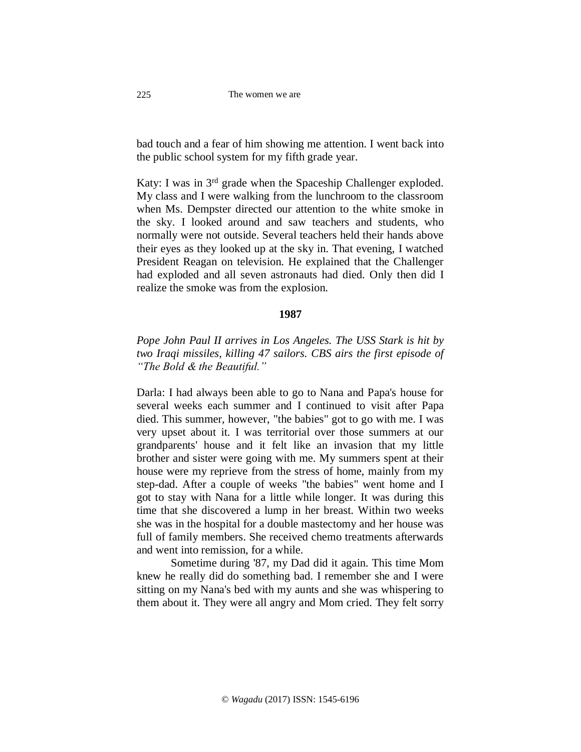bad touch and a fear of him showing me attention. I went back into the public school system for my fifth grade year.

Katy: I was in 3rd grade when the Spaceship Challenger exploded. My class and I were walking from the lunchroom to the classroom when Ms. Dempster directed our attention to the white smoke in the sky. I looked around and saw teachers and students, who normally were not outside. Several teachers held their hands above their eyes as they looked up at the sky in. That evening, I watched President Reagan on television. He explained that the Challenger had exploded and all seven astronauts had died. Only then did I realize the smoke was from the explosion.

**1987**

*Pope John Paul II arrives in Los Angeles. The USS Stark is hit by two Iraqi missiles, killing 47 sailors. CBS airs the first episode of "The Bold & the Beautiful."*

Darla: I had always been able to go to Nana and Papa's house for several weeks each summer and I continued to visit after Papa died. This summer, however, "the babies" got to go with me. I was very upset about it. I was territorial over those summers at our grandparents' house and it felt like an invasion that my little brother and sister were going with me. My summers spent at their house were my reprieve from the stress of home, mainly from my step-dad. After a couple of weeks "the babies" went home and I got to stay with Nana for a little while longer. It was during this time that she discovered a lump in her breast. Within two weeks she was in the hospital for a double mastectomy and her house was full of family members. She received chemo treatments afterwards and went into remission, for a while.

Sometime during '87, my Dad did it again. This time Mom knew he really did do something bad. I remember she and I were sitting on my Nana's bed with my aunts and she was whispering to them about it. They were all angry and Mom cried. They felt sorry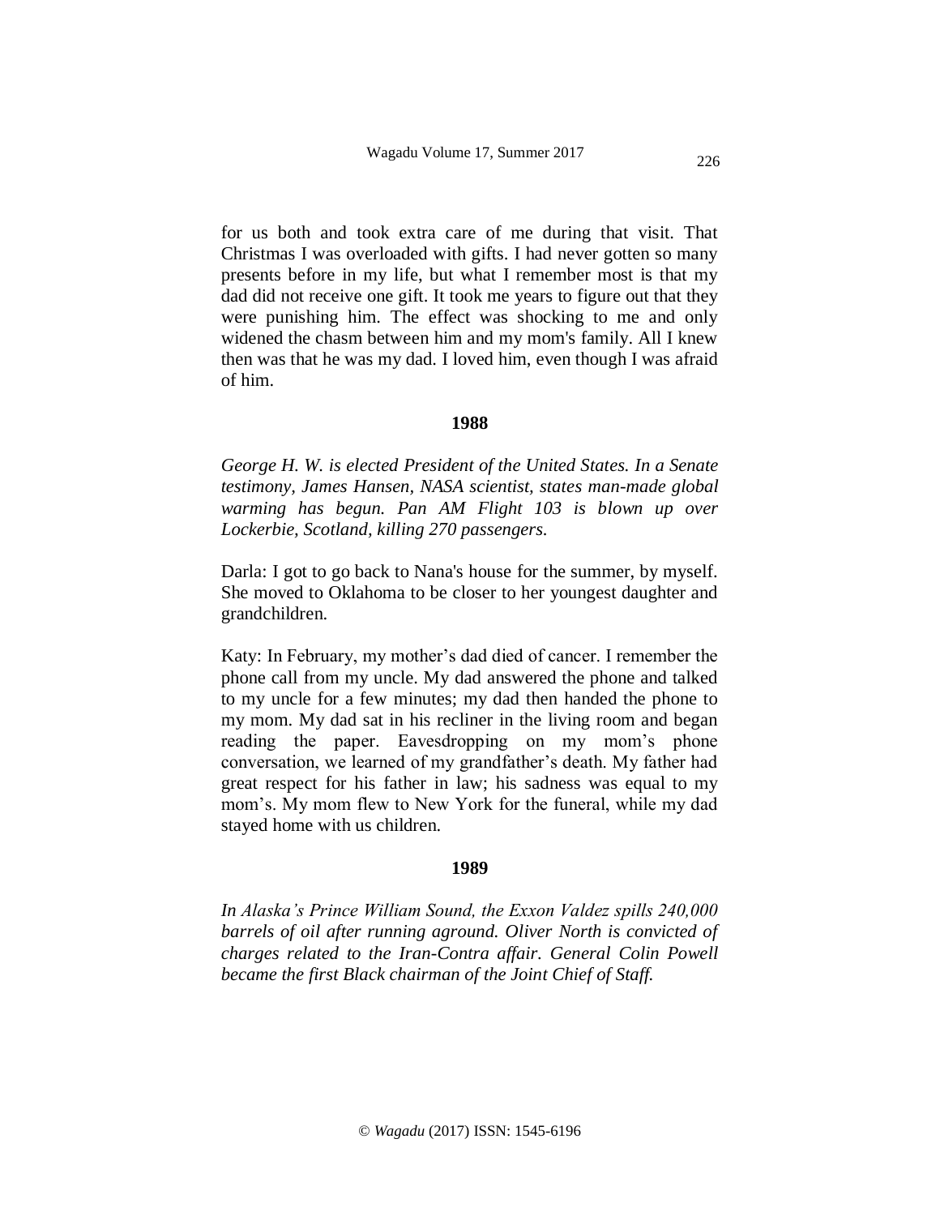for us both and took extra care of me during that visit. That Christmas I was overloaded with gifts. I had never gotten so many presents before in my life, but what I remember most is that my dad did not receive one gift. It took me years to figure out that they were punishing him. The effect was shocking to me and only widened the chasm between him and my mom's family. All I knew then was that he was my dad. I loved him, even though I was afraid of him.

**1988**

*George H. W. is elected President of the United States. In a Senate testimony, James Hansen, NASA scientist, states man-made global warming has begun. Pan AM Flight 103 is blown up over Lockerbie, Scotland, killing 270 passengers.*

Darla: I got to go back to Nana's house for the summer, by myself. She moved to Oklahoma to be closer to her youngest daughter and grandchildren.

Katy: In February, my mother's dad died of cancer. I remember the phone call from my uncle. My dad answered the phone and talked to my uncle for a few minutes; my dad then handed the phone to my mom. My dad sat in his recliner in the living room and began reading the paper. Eavesdropping on my mom's phone conversation, we learned of my grandfather's death. My father had great respect for his father in law; his sadness was equal to my mom's. My mom flew to New York for the funeral, while my dad stayed home with us children.

**1989**

*In Alaska's Prince William Sound, the Exxon Valdez spills 240,000 barrels of oil after running aground. Oliver North is convicted of charges related to the Iran-Contra affair. General Colin Powell became the first Black chairman of the Joint Chief of Staff.*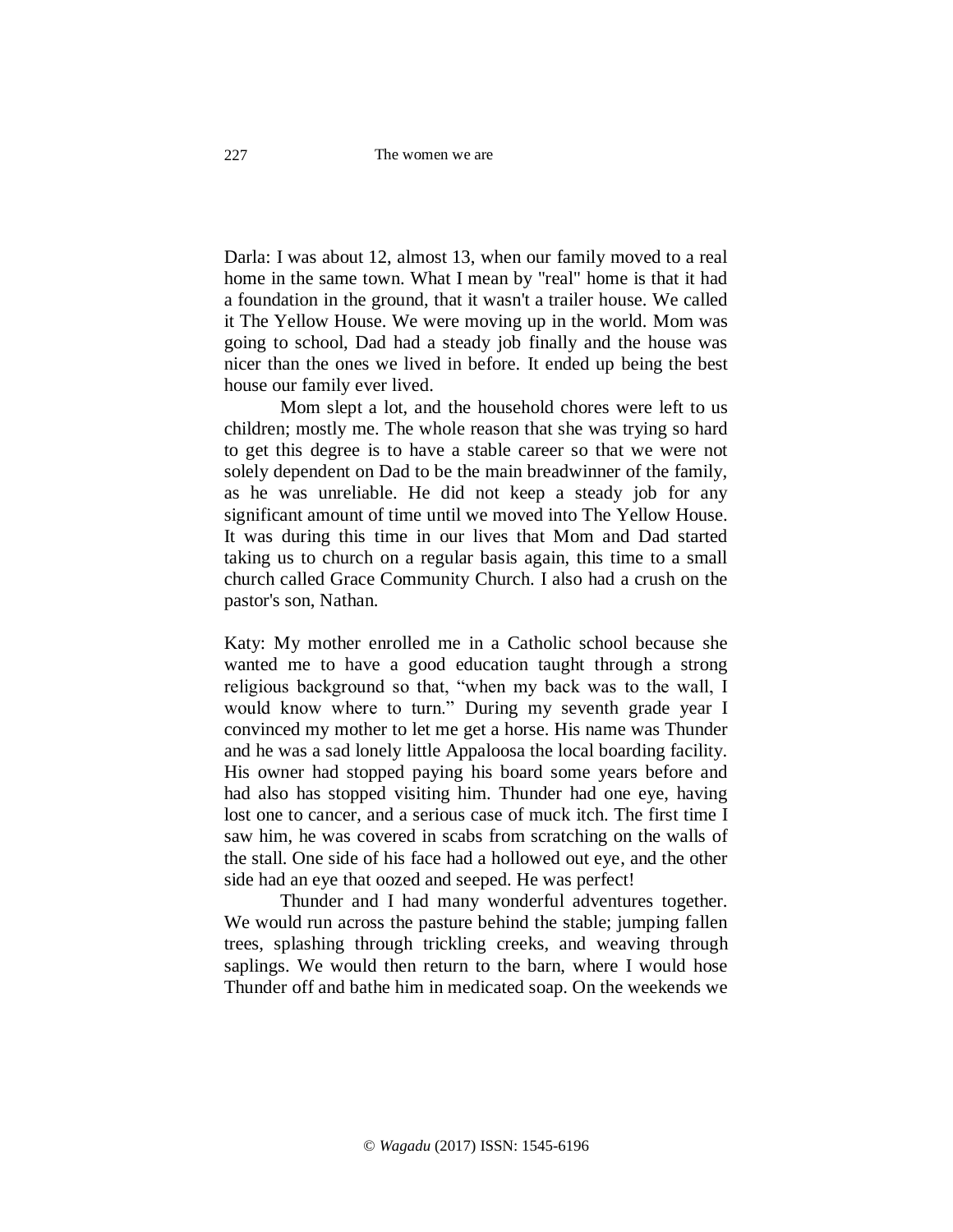Darla: I was about 12, almost 13, when our family moved to a real home in the same town. What I mean by "real" home is that it had a foundation in the ground, that it wasn't a trailer house. We called it The Yellow House. We were moving up in the world. Mom was going to school, Dad had a steady job finally and the house was nicer than the ones we lived in before. It ended up being the best house our family ever lived.

Mom slept a lot, and the household chores were left to us children; mostly me. The whole reason that she was trying so hard to get this degree is to have a stable career so that we were not solely dependent on Dad to be the main breadwinner of the family, as he was unreliable. He did not keep a steady job for any significant amount of time until we moved into The Yellow House. It was during this time in our lives that Mom and Dad started taking us to church on a regular basis again, this time to a small church called Grace Community Church. I also had a crush on the pastor's son, Nathan.

Katy: My mother enrolled me in a Catholic school because she wanted me to have a good education taught through a strong religious background so that, "when my back was to the wall, I would know where to turn." During my seventh grade year I convinced my mother to let me get a horse. His name was Thunder and he was a sad lonely little Appaloosa the local boarding facility. His owner had stopped paying his board some years before and had also has stopped visiting him. Thunder had one eye, having lost one to cancer, and a serious case of muck itch. The first time I saw him, he was covered in scabs from scratching on the walls of the stall. One side of his face had a hollowed out eye, and the other side had an eye that oozed and seeped. He was perfect!

Thunder and I had many wonderful adventures together. We would run across the pasture behind the stable; jumping fallen trees, splashing through trickling creeks, and weaving through saplings. We would then return to the barn, where I would hose Thunder off and bathe him in medicated soap. On the weekends we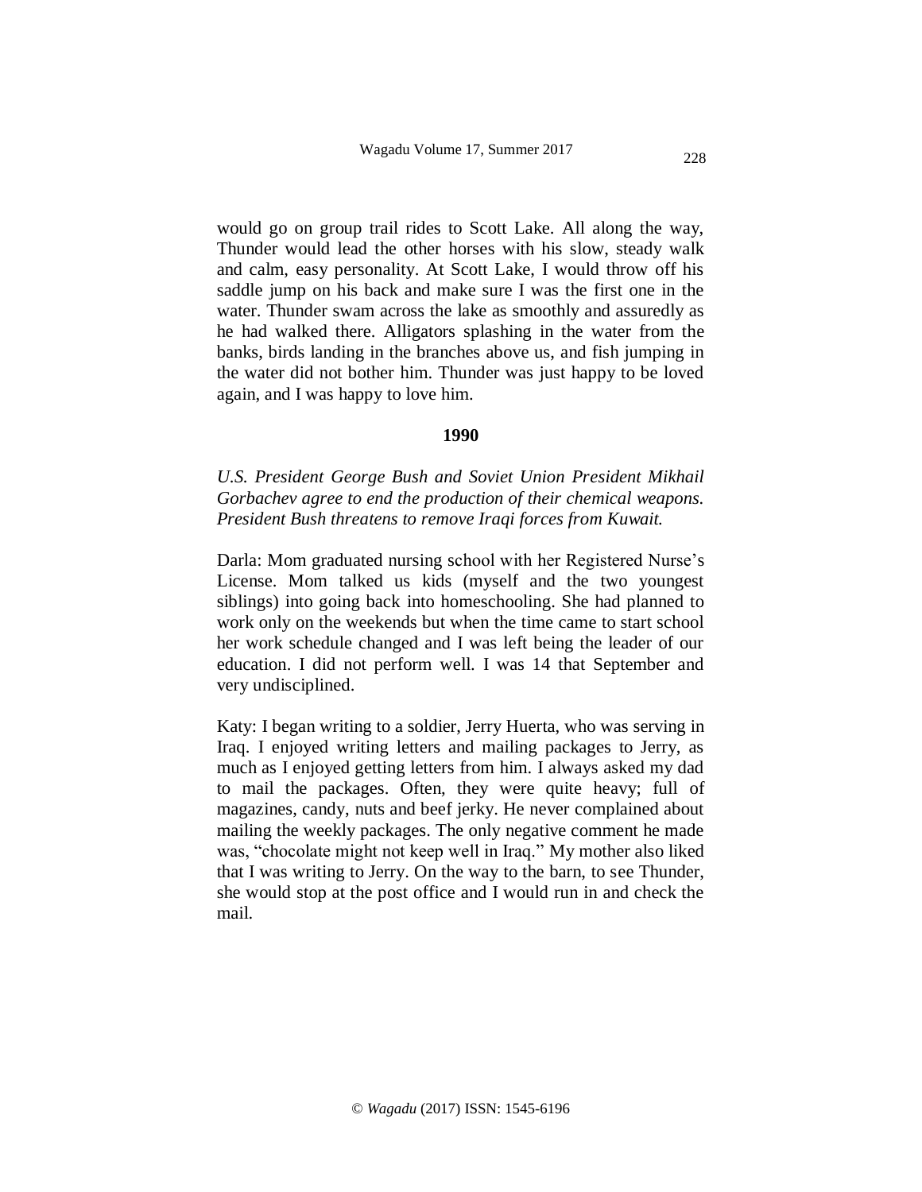would go on group trail rides to Scott Lake. All along the way, Thunder would lead the other horses with his slow, steady walk and calm, easy personality. At Scott Lake, I would throw off his saddle jump on his back and make sure I was the first one in the water. Thunder swam across the lake as smoothly and assuredly as he had walked there. Alligators splashing in the water from the banks, birds landing in the branches above us, and fish jumping in the water did not bother him. Thunder was just happy to be loved again, and I was happy to love him.

**1990**

*U.S. President George Bush and Soviet Union President Mikhail Gorbachev agree to end the production of their chemical weapons. President Bush threatens to remove Iraqi forces from Kuwait.*

Darla: Mom graduated nursing school with her Registered Nurse's License. Mom talked us kids (myself and the two youngest siblings) into going back into homeschooling. She had planned to work only on the weekends but when the time came to start school her work schedule changed and I was left being the leader of our education. I did not perform well. I was 14 that September and very undisciplined.

Katy: I began writing to a soldier, Jerry Huerta, who was serving in Iraq. I enjoyed writing letters and mailing packages to Jerry, as much as I enjoyed getting letters from him. I always asked my dad to mail the packages. Often, they were quite heavy; full of magazines, candy, nuts and beef jerky. He never complained about mailing the weekly packages. The only negative comment he made was, "chocolate might not keep well in Iraq." My mother also liked that I was writing to Jerry. On the way to the barn, to see Thunder, she would stop at the post office and I would run in and check the mail.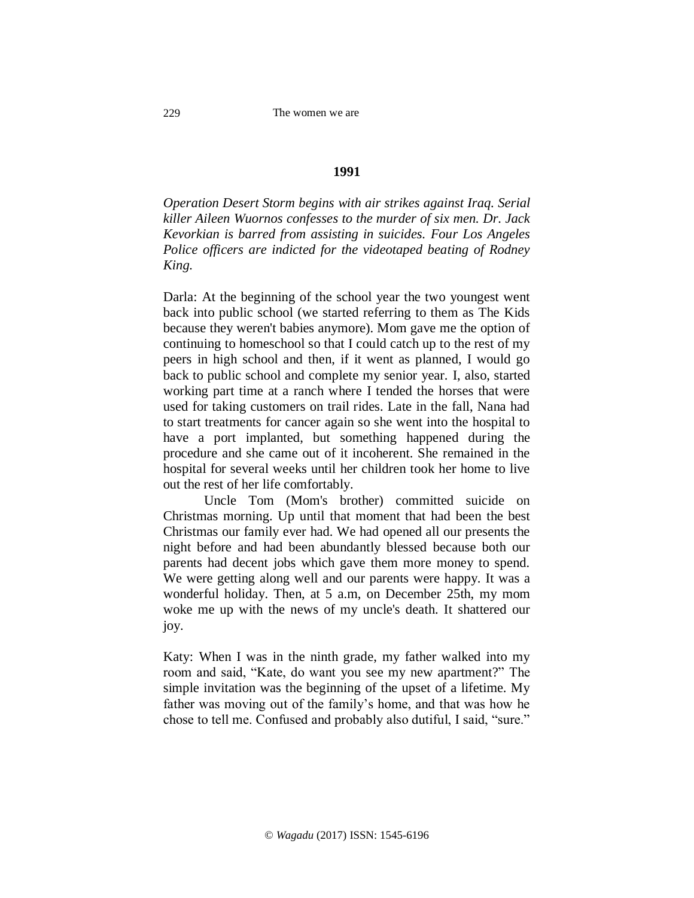**1991**

*Operation Desert Storm begins with air strikes against Iraq. Serial killer Aileen Wuornos confesses to the murder of six men. Dr. Jack Kevorkian is barred from assisting in suicides. Four Los Angeles Police officers are indicted for the videotaped beating of Rodney King.*

Darla: At the beginning of the school year the two youngest went back into public school (we started referring to them as The Kids because they weren't babies anymore). Mom gave me the option of continuing to homeschool so that I could catch up to the rest of my peers in high school and then, if it went as planned, I would go back to public school and complete my senior year. I, also, started working part time at a ranch where I tended the horses that were used for taking customers on trail rides. Late in the fall, Nana had to start treatments for cancer again so she went into the hospital to have a port implanted, but something happened during the procedure and she came out of it incoherent. She remained in the hospital for several weeks until her children took her home to live out the rest of her life comfortably.

Uncle Tom (Mom's brother) committed suicide on Christmas morning. Up until that moment that had been the best Christmas our family ever had. We had opened all our presents the night before and had been abundantly blessed because both our parents had decent jobs which gave them more money to spend. We were getting along well and our parents were happy. It was a wonderful holiday. Then, at 5 a.m, on December 25th, my mom woke me up with the news of my uncle's death. It shattered our joy.

Katy: When I was in the ninth grade, my father walked into my room and said, "Kate, do want you see my new apartment?" The simple invitation was the beginning of the upset of a lifetime. My father was moving out of the family's home, and that was how he chose to tell me. Confused and probably also dutiful, I said, "sure."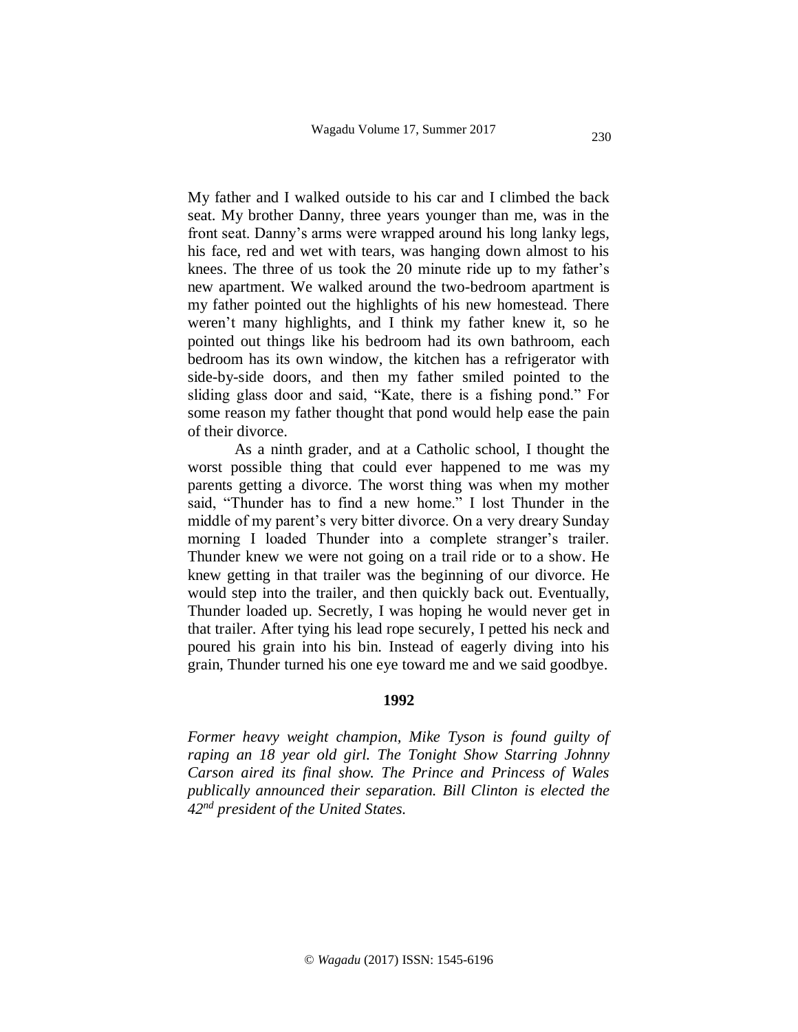My father and I walked outside to his car and I climbed the back seat. My brother Danny, three years younger than me, was in the front seat. Danny's arms were wrapped around his long lanky legs, his face, red and wet with tears, was hanging down almost to his knees. The three of us took the 20 minute ride up to my father's new apartment. We walked around the two-bedroom apartment is my father pointed out the highlights of his new homestead. There weren't many highlights, and I think my father knew it, so he pointed out things like his bedroom had its own bathroom, each bedroom has its own window, the kitchen has a refrigerator with side-by-side doors, and then my father smiled pointed to the sliding glass door and said, "Kate, there is a fishing pond." For some reason my father thought that pond would help ease the pain of their divorce.

As a ninth grader, and at a Catholic school, I thought the worst possible thing that could ever happened to me was my parents getting a divorce. The worst thing was when my mother said, "Thunder has to find a new home." I lost Thunder in the middle of my parent's very bitter divorce. On a very dreary Sunday morning I loaded Thunder into a complete stranger's trailer. Thunder knew we were not going on a trail ride or to a show. He knew getting in that trailer was the beginning of our divorce. He would step into the trailer, and then quickly back out. Eventually, Thunder loaded up. Secretly, I was hoping he would never get in that trailer. After tying his lead rope securely, I petted his neck and poured his grain into his bin. Instead of eagerly diving into his grain, Thunder turned his one eye toward me and we said goodbye.

**1992**

*Former heavy weight champion, Mike Tyson is found guilty of raping an 18 year old girl. The Tonight Show Starring Johnny Carson aired its final show. The Prince and Princess of Wales publically announced their separation. Bill Clinton is elected the 42nd president of the United States.*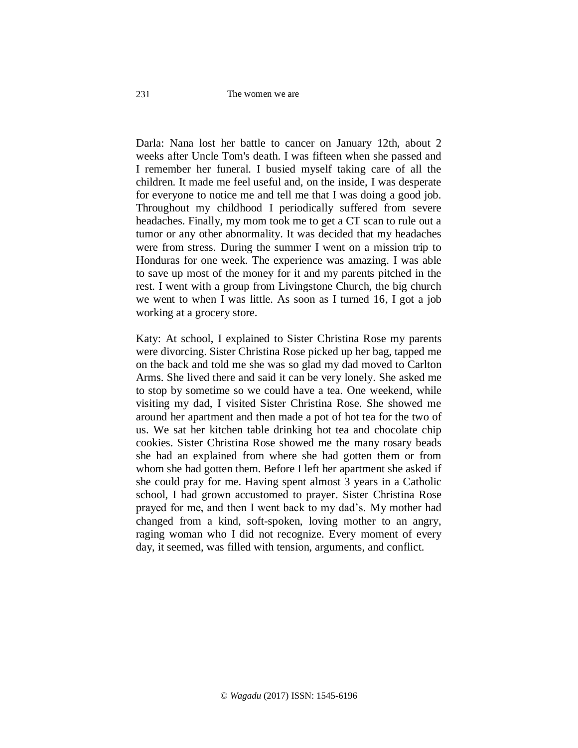Darla: Nana lost her battle to cancer on January 12th, about 2 weeks after Uncle Tom's death. I was fifteen when she passed and I remember her funeral. I busied myself taking care of all the children. It made me feel useful and, on the inside, I was desperate for everyone to notice me and tell me that I was doing a good job. Throughout my childhood I periodically suffered from severe headaches. Finally, my mom took me to get a CT scan to rule out a tumor or any other abnormality. It was decided that my headaches were from stress. During the summer I went on a mission trip to Honduras for one week. The experience was amazing. I was able to save up most of the money for it and my parents pitched in the rest. I went with a group from Livingstone Church, the big church we went to when I was little. As soon as I turned 16, I got a job working at a grocery store.

Katy: At school, I explained to Sister Christina Rose my parents were divorcing. Sister Christina Rose picked up her bag, tapped me on the back and told me she was so glad my dad moved to Carlton Arms. She lived there and said it can be very lonely. She asked me to stop by sometime so we could have a tea. One weekend, while visiting my dad, I visited Sister Christina Rose. She showed me around her apartment and then made a pot of hot tea for the two of us. We sat her kitchen table drinking hot tea and chocolate chip cookies. Sister Christina Rose showed me the many rosary beads she had an explained from where she had gotten them or from whom she had gotten them. Before I left her apartment she asked if she could pray for me. Having spent almost 3 years in a Catholic school, I had grown accustomed to prayer. Sister Christina Rose prayed for me, and then I went back to my dad's. My mother had changed from a kind, soft-spoken, loving mother to an angry, raging woman who I did not recognize. Every moment of every day, it seemed, was filled with tension, arguments, and conflict.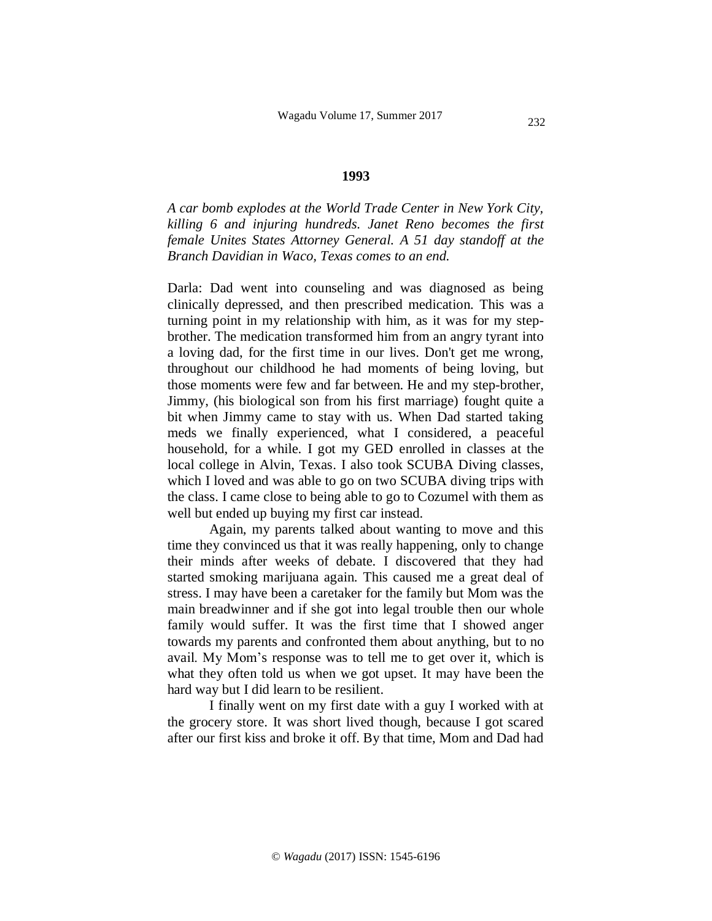## 1993

*A car bomb explodes at the World Trade Center in New York City, killing 6 and injuring hundreds. Janet Reno becomes the first female Unites States Attorney General. A 51 day standoff at the Branch Davidian in Waco, Texas comes to an end.*

Darla: Dad went into counseling and was diagnosed as being clinically depressed, and then prescribed medication. This was a turning point in my relationship with him, as it was for my step-brother. The medication transformed him from an angry tyrant into a loving dad, for the first time in our lives. Don't get me wrong, throughout our childhood he had moments of being loving, but those moments were few and far between. He and my step-brother, Jimmy, (his biological son from his first marriage) fought quite a bit when Jimmy came to stay with us. When Dad started taking meds we finally experienced, what I considered, a peaceful household, for a while. I got my GED enrolled in classes at the local college in Alvin, Texas. I also took SCUBA Diving classes, which I loved and was able to go on two SCUBA diving trips with the class. I came close to being able to go to Cozumel with them as well but ended up buying my first car instead.

Again, my parents talked about wanting to move and this time they convinced us that it was really happening, only to change their minds after weeks of debate. I discovered that they had started smoking marijuana again. This caused me a great deal of stress. I may have been a caretaker for the family but Mom was the main breadwinner and if she got into legal trouble then our whole family would suffer. It was the first time that I showed anger towards my parents and confronted them about anything, but to no avail. My Mom's response was to tell me to get over it, which is what they often told us when we got upset. It may have been the hard way but I did learn to be resilient.

I finally went on my first date with a guy I worked with at the grocery store. It was short lived though, because I got scared after our first kiss and broke it off. By that time, Mom and Dad had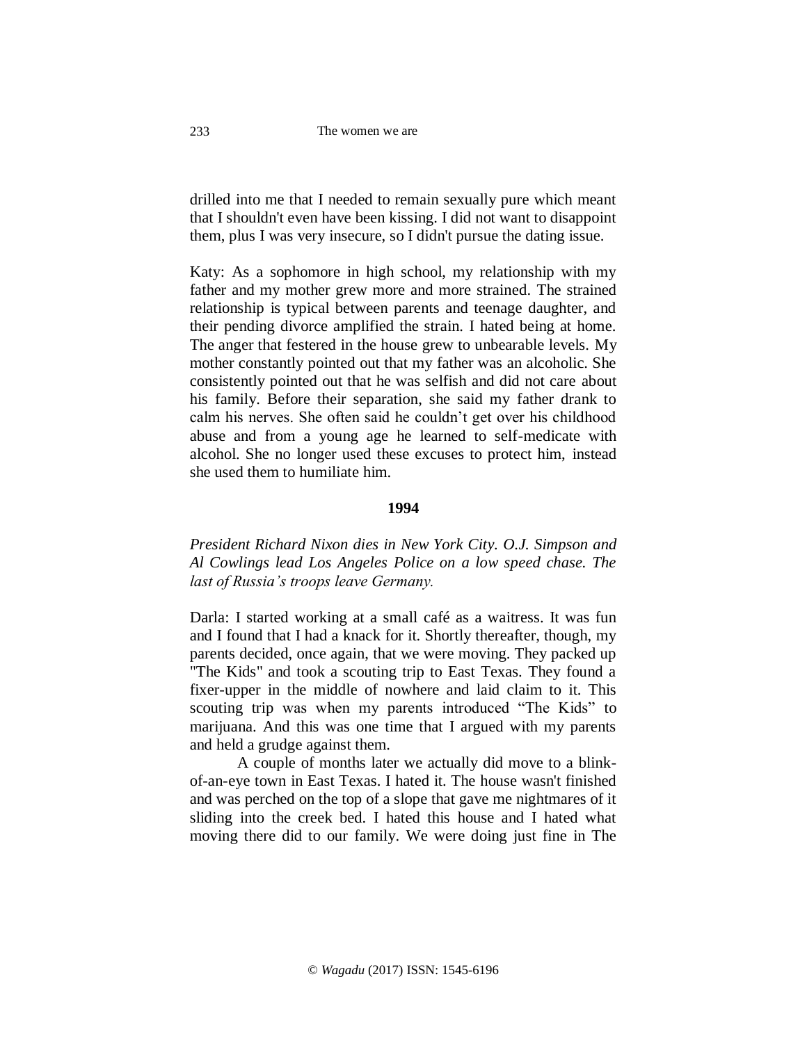drilled into me that I needed to remain sexually pure which meant that I shouldn't even have been kissing. I did not want to disappoint them, plus I was very insecure, so I didn't pursue the dating issue.

Katy: As a sophomore in high school, my relationship with my father and my mother grew more and more strained. The strained relationship is typical between parents and teenage daughter, and their pending divorce amplified the strain. I hated being at home. The anger that festered in the house grew to unbearable levels. My mother constantly pointed out that my father was an alcoholic. She consistently pointed out that he was selfish and did not care about his family. Before their separation, she said my father drank to calm his nerves. She often said he couldn't get over his childhood abuse and from a young age he learned to self-medicate with alcohol. She no longer used these excuses to protect him, instead she used them to humiliate him.

**1994**

*President Richard Nixon dies in New York City. O.J. Simpson and Al Cowlings lead Los Angeles Police on a low speed chase. The last of Russia's troops leave Germany.*

Darla: I started working at a small café as a waitress. It was fun and I found that I had a knack for it. Shortly thereafter, though, my parents decided, once again, that we were moving. They packed up "The Kids" and took a scouting trip to East Texas. They found a fixer-upper in the middle of nowhere and laid claim to it. This scouting trip was when my parents introduced "The Kids" to marijuana. And this was one time that I argued with my parents and held a grudge against them.

A couple of months later we actually did move to a blink-of-an-eye town in East Texas. I hated it. The house wasn't finished and was perched on the top of a slope that gave me nightmares of it sliding into the creek bed. I hated this house and I hated what moving there did to our family. We were doing just fine in The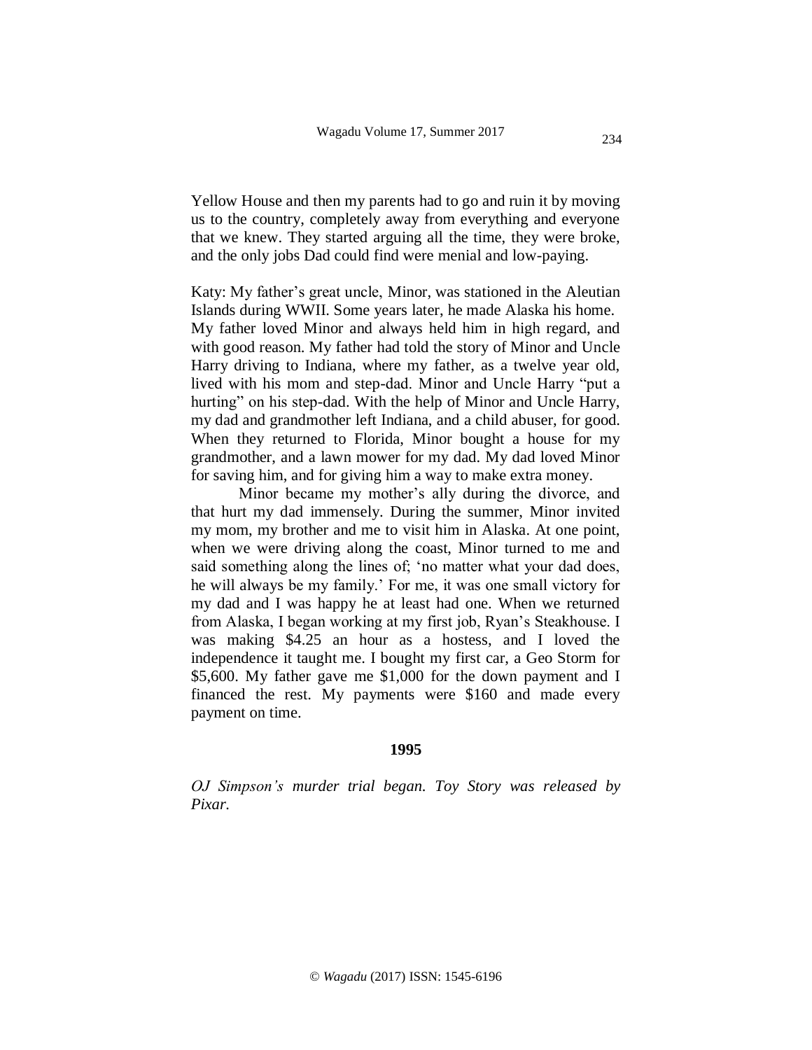Yellow House and then my parents had to go and ruin it by moving us to the country, completely away from everything and everyone that we knew. They started arguing all the time, they were broke, and the only jobs Dad could find were menial and low-paying.

Katy: My father's great uncle, Minor, was stationed in the Aleutian Islands during WWII. Some years later, he made Alaska his home. My father loved Minor and always held him in high regard, and with good reason. My father had told the story of Minor and Uncle Harry driving to Indiana, where my father, as a twelve year old, lived with his mom and step-dad. Minor and Uncle Harry "put a hurting" on his step-dad. With the help of Minor and Uncle Harry, my dad and grandmother left Indiana, and a child abuser, for good. When they returned to Florida, Minor bought a house for my grandmother, and a lawn mower for my dad. My dad loved Minor for saving him, and for giving him a way to make extra money.

Minor became my mother's ally during the divorce, and that hurt my dad immensely. During the summer, Minor invited my mom, my brother and me to visit him in Alaska. At one point, when we were driving along the coast, Minor turned to me and said something along the lines of; 'no matter what your dad does, he will always be my family.' For me, it was one small victory for my dad and I was happy he at least had one. When we returned from Alaska, I began working at my first job, Ryan's Steakhouse. I was making $4.25 an hour as a hostess, and I loved the independence it taught me. I bought my first car, a Geo Storm for $5,600. My father gave me $1,000 for the down payment and I financed the rest. My payments were $160 and made every payment on time.

**1995**

*OJ Simpson's murder trial began. Toy Story was released by Pixar.*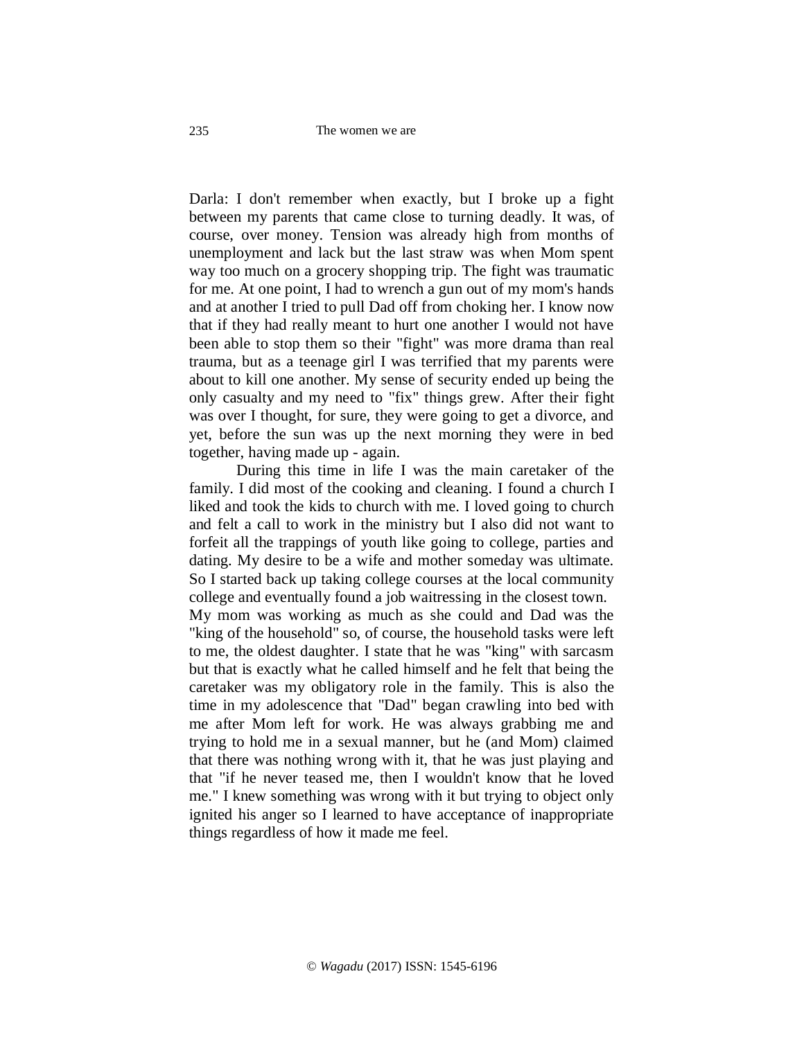Darla: I don't remember when exactly, but I broke up a fight between my parents that came close to turning deadly. It was, of course, over money. Tension was already high from months of unemployment and lack but the last straw was when Mom spent way too much on a grocery shopping trip. The fight was traumatic for me. At one point, I had to wrench a gun out of my mom's hands and at another I tried to pull Dad off from choking her. I know now that if they had really meant to hurt one another I would not have been able to stop them so their "fight" was more drama than real trauma, but as a teenage girl I was terrified that my parents were about to kill one another. My sense of security ended up being the only casualty and my need to "fix" things grew. After their fight was over I thought, for sure, they were going to get a divorce, and yet, before the sun was up the next morning they were in bed together, having made up - again.

During this time in life I was the main caretaker of the family. I did most of the cooking and cleaning. I found a church I liked and took the kids to church with me. I loved going to church and felt a call to work in the ministry but I also did not want to forfeit all the trappings of youth like going to college, parties and dating. My desire to be a wife and mother someday was ultimate. So I started back up taking college courses at the local community college and eventually found a job waitressing in the closest town.

My mom was working as much as she could and Dad was the "king of the household" so, of course, the household tasks were left to me, the oldest daughter. I state that he was "king" with sarcasm but that is exactly what he called himself and he felt that being the caretaker was my obligatory role in the family. This is also the time in my adolescence that "Dad" began crawling into bed with me after Mom left for work. He was always grabbing me and trying to hold me in a sexual manner, but he (and Mom) claimed that there was nothing wrong with it, that he was just playing and that "if he never teased me, then I wouldn't know that he loved me." I knew something was wrong with it but trying to object only ignited his anger so I learned to have acceptance of inappropriate things regardless of how it made me feel.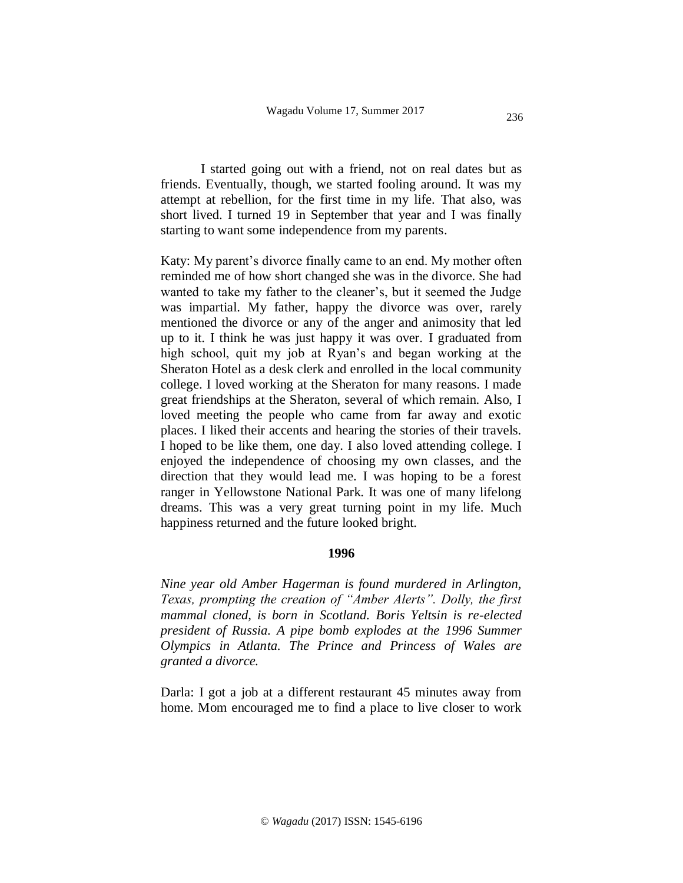I started going out with a friend, not on real dates but as friends. Eventually, though, we started fooling around. It was my attempt at rebellion, for the first time in my life. That also, was short lived. I turned 19 in September that year and I was finally starting to want some independence from my parents.

Katy: My parent's divorce finally came to an end. My mother often reminded me of how short changed she was in the divorce. She had wanted to take my father to the cleaner's, but it seemed the Judge was impartial. My father, happy the divorce was over, rarely mentioned the divorce or any of the anger and animosity that led up to it. I think he was just happy it was over. I graduated from high school, quit my job at Ryan's and began working at the Sheraton Hotel as a desk clerk and enrolled in the local community college. I loved working at the Sheraton for many reasons. I made great friendships at the Sheraton, several of which remain. Also, I loved meeting the people who came from far away and exotic places. I liked their accents and hearing the stories of their travels. I hoped to be like them, one day. I also loved attending college. I enjoyed the independence of choosing my own classes, and the direction that they would lead me. I was hoping to be a forest ranger in Yellowstone National Park. It was one of many lifelong dreams. This was a very great turning point in my life. Much happiness returned and the future looked bright.

**1996**

*Nine year old Amber Hagerman is found murdered in Arlington, Texas, prompting the creation of "Amber Alerts". Dolly, the first mammal cloned, is born in Scotland. Boris Yeltsin is re-elected president of Russia. A pipe bomb explodes at the 1996 Summer Olympics in Atlanta. The Prince and Princess of Wales are granted a divorce.*

Darla: I got a job at a different restaurant 45 minutes away from home. Mom encouraged me to find a place to live closer to work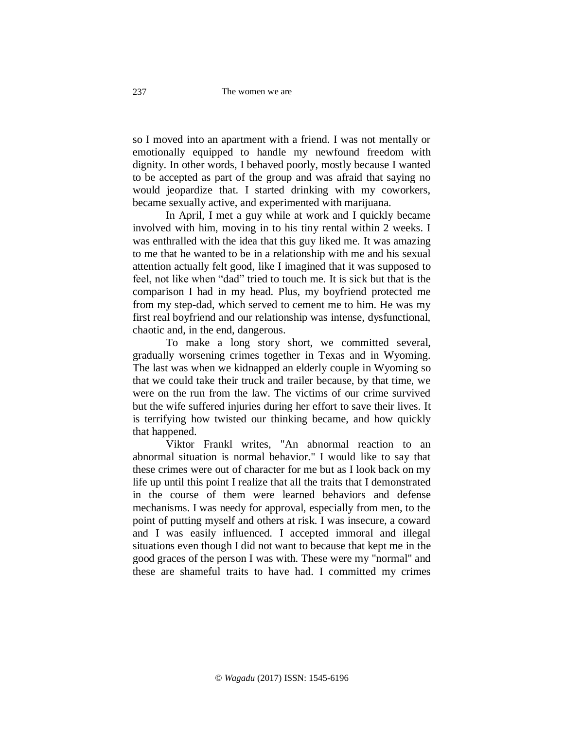so I moved into an apartment with a friend. I was not mentally or emotionally equipped to handle my newfound freedom with dignity. In other words, I behaved poorly, mostly because I wanted to be accepted as part of the group and was afraid that saying no would jeopardize that. I started drinking with my coworkers, became sexually active, and experimented with marijuana.

In April, I met a guy while at work and I quickly became involved with him, moving in to his tiny rental within 2 weeks. I was enthralled with the idea that this guy liked me. It was amazing to me that he wanted to be in a relationship with me and his sexual attention actually felt good, like I imagined that it was supposed to feel, not like when "dad" tried to touch me. It is sick but that is the comparison I had in my head. Plus, my boyfriend protected me from my step-dad, which served to cement me to him. He was my first real boyfriend and our relationship was intense, dysfunctional, chaotic and, in the end, dangerous.

To make a long story short, we committed several, gradually worsening crimes together in Texas and in Wyoming. The last was when we kidnapped an elderly couple in Wyoming so that we could take their truck and trailer because, by that time, we were on the run from the law. The victims of our crime survived but the wife suffered injuries during her effort to save their lives. It is terrifying how twisted our thinking became, and how quickly that happened.

Viktor Frankl writes, "An abnormal reaction to an abnormal situation is normal behavior." I would like to say that these crimes were out of character for me but as I look back on my life up until this point I realize that all the traits that I demonstrated in the course of them were learned behaviors and defense mechanisms. I was needy for approval, especially from men, to the point of putting myself and others at risk. I was insecure, a coward and I was easily influenced. I accepted immoral and illegal situations even though I did not want to because that kept me in the good graces of the person I was with. These were my "normal" and these are shameful traits to have had. I committed my crimes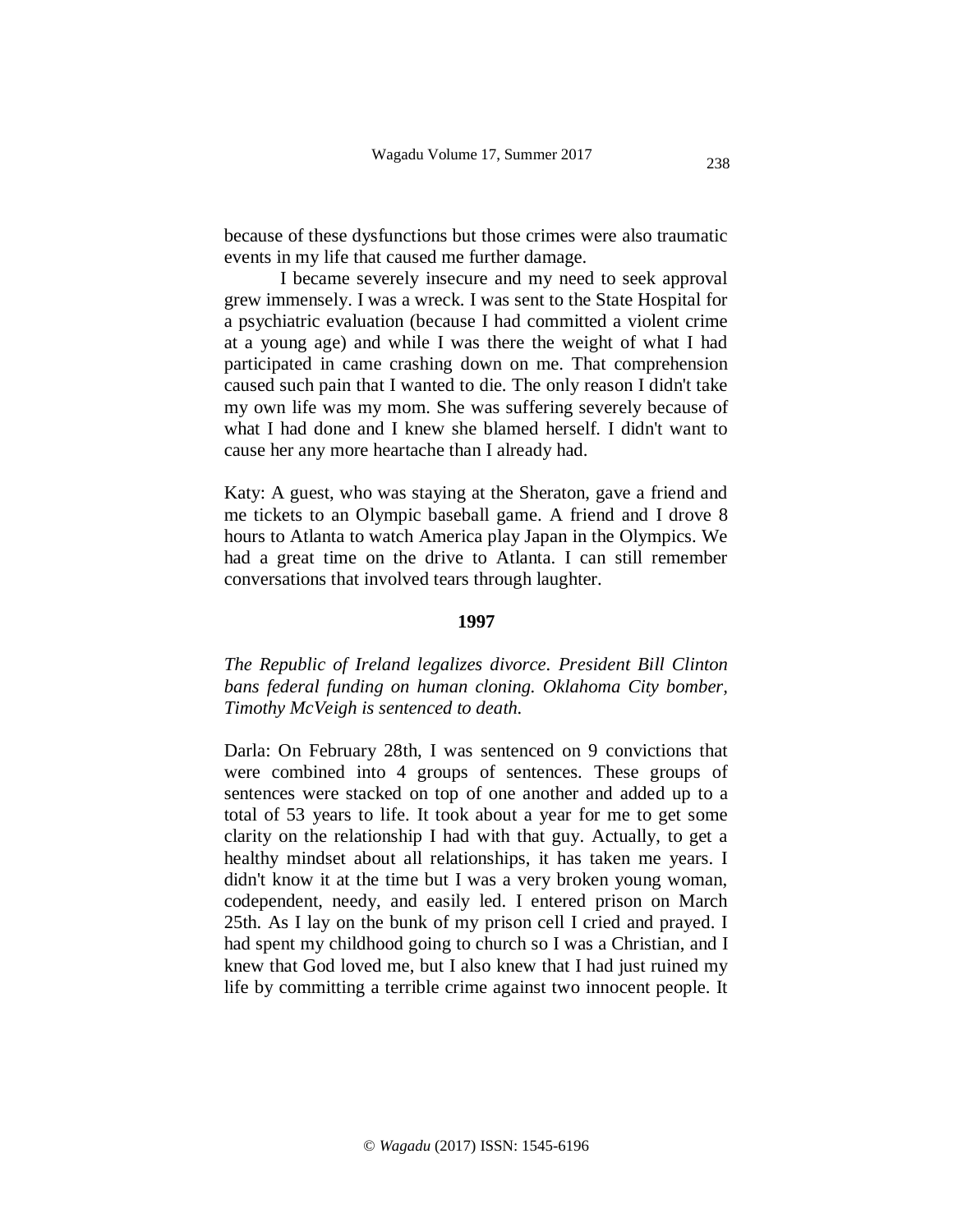because of these dysfunctions but those crimes were also traumatic events in my life that caused me further damage.

I became severely insecure and my need to seek approval grew immensely. I was a wreck. I was sent to the State Hospital for a psychiatric evaluation (because I had committed a violent crime at a young age) and while I was there the weight of what I had participated in came crashing down on me. That comprehension caused such pain that I wanted to die. The only reason I didn't take my own life was my mom. She was suffering severely because of what I had done and I knew she blamed herself. I didn't want to cause her any more heartache than I already had.

Katy: A guest, who was staying at the Sheraton, gave a friend and me tickets to an Olympic baseball game. A friend and I drove 8 hours to Atlanta to watch America play Japan in the Olympics. We had a great time on the drive to Atlanta. I can still remember conversations that involved tears through laughter.

**1997**

*The Republic of Ireland legalizes divorce. President Bill Clinton bans federal funding on human cloning. Oklahoma City bomber, Timothy McVeigh is sentenced to death.*

Darla: On February 28th, I was sentenced on 9 convictions that were combined into 4 groups of sentences. These groups of sentences were stacked on top of one another and added up to a total of 53 years to life. It took about a year for me to get some clarity on the relationship I had with that guy. Actually, to get a healthy mindset about all relationships, it has taken me years. I didn't know it at the time but I was a very broken young woman, codependent, needy, and easily led. I entered prison on March 25th. As I lay on the bunk of my prison cell I cried and prayed. I had spent my childhood going to church so I was a Christian, and I knew that God loved me, but I also knew that I had just ruined my life by committing a terrible crime against two innocent people. It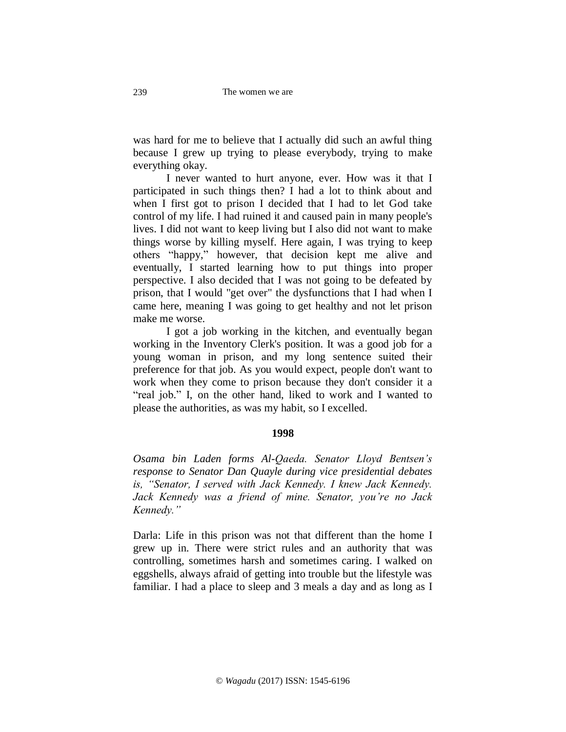was hard for me to believe that I actually did such an awful thing because I grew up trying to please everybody, trying to make everything okay.

I never wanted to hurt anyone, ever. How was it that I participated in such things then? I had a lot to think about and when I first got to prison I decided that I had to let God take control of my life. I had ruined it and caused pain in many people's lives. I did not want to keep living but I also did not want to make things worse by killing myself. Here again, I was trying to keep others "happy," however, that decision kept me alive and eventually, I started learning how to put things into proper perspective. I also decided that I was not going to be defeated by prison, that I would "get over" the dysfunctions that I had when I came here, meaning I was going to get healthy and not let prison make me worse.

I got a job working in the kitchen, and eventually began working in the Inventory Clerk's position. It was a good job for a young woman in prison, and my long sentence suited their preference for that job. As you would expect, people don't want to work when they come to prison because they don't consider it a "real job." I, on the other hand, liked to work and I wanted to please the authorities, as was my habit, so I excelled.

**1998**

***Osama bin Laden forms Al-Qaeda. Senator Lloyd Bentsen's response to Senator Dan Quayle during vice presidential debates*** *is, "Senator, I served with Jack Kennedy. I knew Jack Kennedy. Jack Kennedy was a friend of mine. Senator, you're no Jack Kennedy."*

Darla: Life in this prison was not that different than the home I grew up in. There were strict rules and an authority that was controlling, sometimes harsh and sometimes caring. I walked on eggshells, always afraid of getting into trouble but the lifestyle was familiar. I had a place to sleep and 3 meals a day and as long as I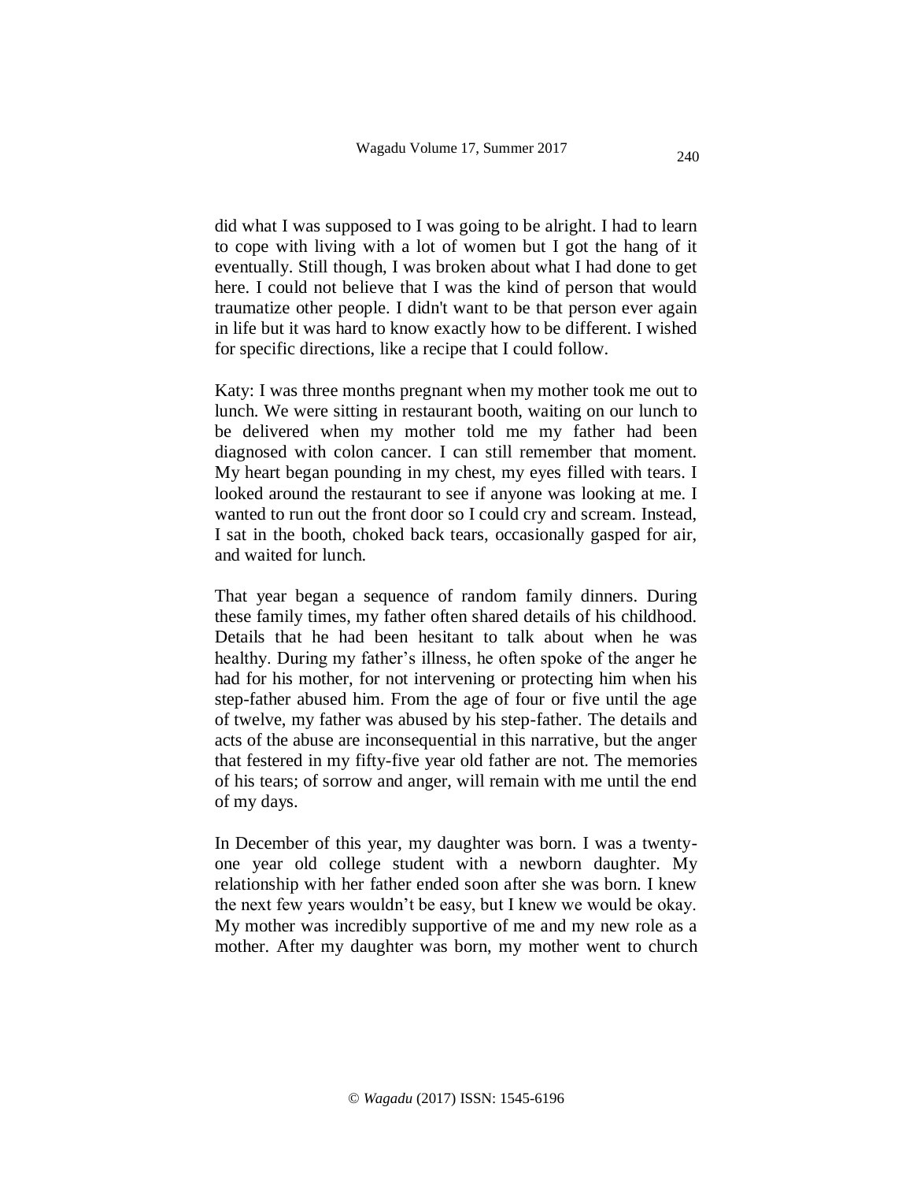did what I was supposed to I was going to be alright. I had to learn to cope with living with a lot of women but I got the hang of it eventually. Still though, I was broken about what I had done to get here. I could not believe that I was the kind of person that would traumatize other people. I didn't want to be that person ever again in life but it was hard to know exactly how to be different. I wished for specific directions, like a recipe that I could follow.

Katy: I was three months pregnant when my mother took me out to lunch. We were sitting in restaurant booth, waiting on our lunch to be delivered when my mother told me my father had been diagnosed with colon cancer. I can still remember that moment. My heart began pounding in my chest, my eyes filled with tears. I looked around the restaurant to see if anyone was looking at me. I wanted to run out the front door so I could cry and scream. Instead, I sat in the booth, choked back tears, occasionally gasped for air, and waited for lunch.

That year began a sequence of random family dinners. During these family times, my father often shared details of his childhood. Details that he had been hesitant to talk about when he was healthy. During my father's illness, he often spoke of the anger he had for his mother, for not intervening or protecting him when his step-father abused him. From the age of four or five until the age of twelve, my father was abused by his step-father. The details and acts of the abuse are inconsequential in this narrative, but the anger that festered in my fifty-five year old father are not. The memories of his tears; of sorrow and anger, will remain with me until the end of my days.

In December of this year, my daughter was born. I was a twenty-one year old college student with a newborn daughter. My relationship with her father ended soon after she was born. I knew the next few years wouldn't be easy, but I knew we would be okay. My mother was incredibly supportive of me and my new role as a mother. After my daughter was born, my mother went to church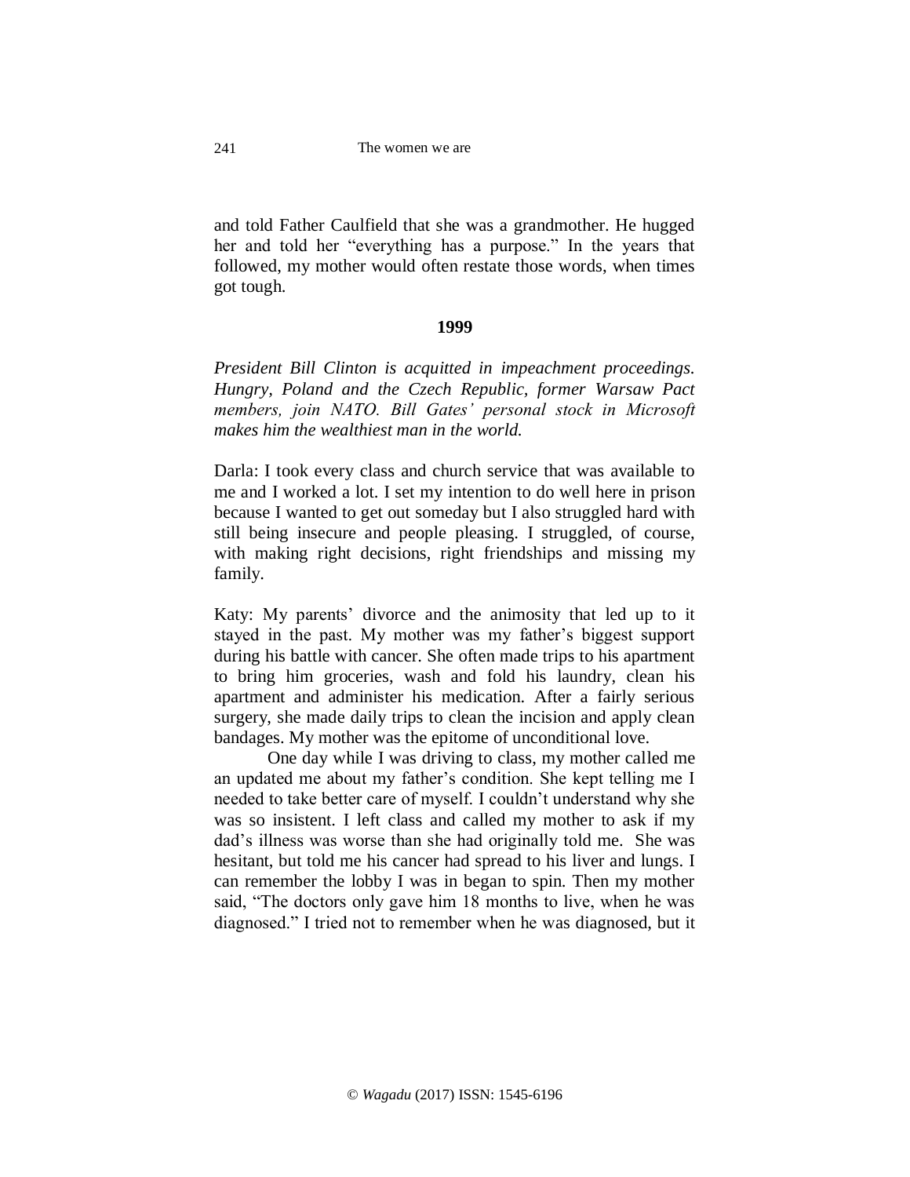and told Father Caulfield that she was a grandmother. He hugged her and told her "everything has a purpose." In the years that followed, my mother would often restate those words, when times got tough.

**1999**

*President Bill Clinton is acquitted in impeachment proceedings. Hungry, Poland and the Czech Republic, former Warsaw Pact members, join NATO. Bill Gates' personal stock in Microsoft makes him the wealthiest man in the world.*

Darla: I took every class and church service that was available to me and I worked a lot. I set my intention to do well here in prison because I wanted to get out someday but I also struggled hard with still being insecure and people pleasing. I struggled, of course, with making right decisions, right friendships and missing my family.

Katy: My parents' divorce and the animosity that led up to it stayed in the past. My mother was my father's biggest support during his battle with cancer. She often made trips to his apartment to bring him groceries, wash and fold his laundry, clean his apartment and administer his medication. After a fairly serious surgery, she made daily trips to clean the incision and apply clean bandages. My mother was the epitome of unconditional love.

One day while I was driving to class, my mother called me an updated me about my father's condition. She kept telling me I needed to take better care of myself. I couldn't understand why she was so insistent. I left class and called my mother to ask if my dad's illness was worse than she had originally told me. She was hesitant, but told me his cancer had spread to his liver and lungs. I can remember the lobby I was in began to spin. Then my mother said, "The doctors only gave him 18 months to live, when he was diagnosed." I tried not to remember when he was diagnosed, but it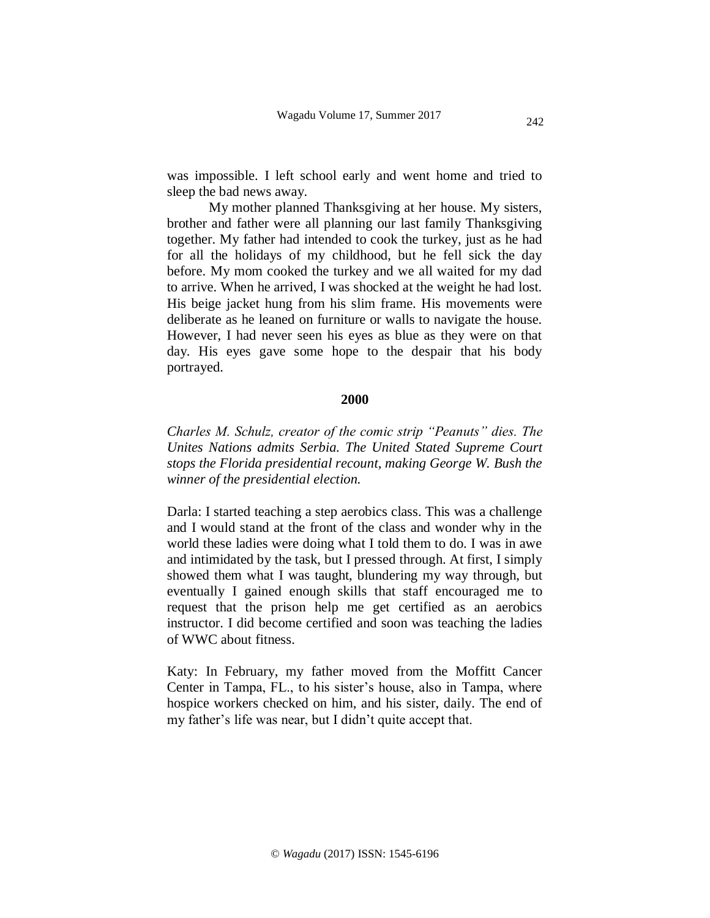was impossible. I left school early and went home and tried to sleep the bad news away.

My mother planned Thanksgiving at her house. My sisters, brother and father were all planning our last family Thanksgiving together. My father had intended to cook the turkey, just as he had for all the holidays of my childhood, but he fell sick the day before. My mom cooked the turkey and we all waited for my dad to arrive. When he arrived, I was shocked at the weight he had lost. His beige jacket hung from his slim frame. His movements were deliberate as he leaned on furniture or walls to navigate the house. However, I had never seen his eyes as blue as they were on that day. His eyes gave some hope to the despair that his body portrayed.

**2000**

*Charles M. Schulz, creator of the comic strip "Peanuts" dies. The Unites Nations admits Serbia. The United Stated Supreme Court stops the Florida presidential recount, making George W. Bush the winner of the presidential election.*

Darla: I started teaching a step aerobics class. This was a challenge and I would stand at the front of the class and wonder why in the world these ladies were doing what I told them to do. I was in awe and intimidated by the task, but I pressed through. At first, I simply showed them what I was taught, blundering my way through, but eventually I gained enough skills that staff encouraged me to request that the prison help me get certified as an aerobics instructor. I did become certified and soon was teaching the ladies of WWC about fitness.

Katy: In February, my father moved from the Moffitt Cancer Center in Tampa, FL., to his sister's house, also in Tampa, where hospice workers checked on him, and his sister, daily. The end of my father's life was near, but I didn't quite accept that.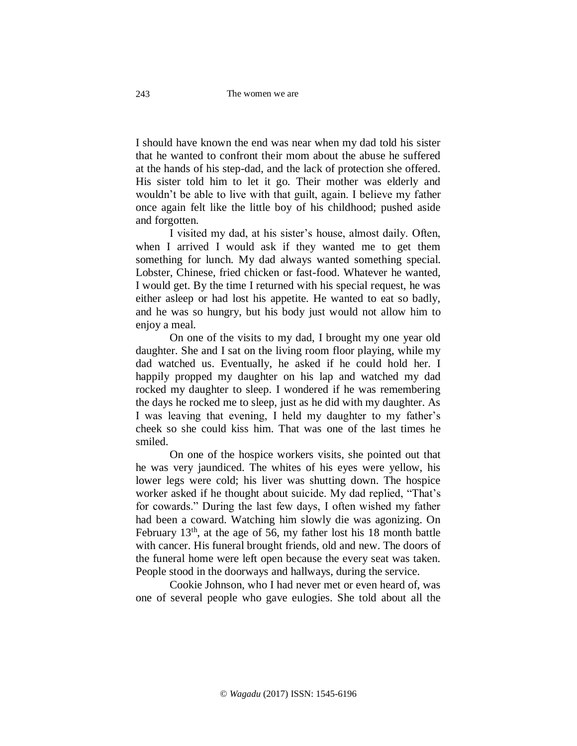I should have known the end was near when my dad told his sister that he wanted to confront their mom about the abuse he suffered at the hands of his step-dad, and the lack of protection she offered. His sister told him to let it go. Their mother was elderly and wouldn't be able to live with that guilt, again. I believe my father once again felt like the little boy of his childhood; pushed aside and forgotten.

I visited my dad, at his sister's house, almost daily. Often, when I arrived I would ask if they wanted me to get them something for lunch. My dad always wanted something special. Lobster, Chinese, fried chicken or fast-food. Whatever he wanted, I would get. By the time I returned with his special request, he was either asleep or had lost his appetite. He wanted to eat so badly, and he was so hungry, but his body just would not allow him to enjoy a meal.

On one of the visits to my dad, I brought my one year old daughter. She and I sat on the living room floor playing, while my dad watched us. Eventually, he asked if he could hold her. I happily propped my daughter on his lap and watched my dad rocked my daughter to sleep. I wondered if he was remembering the days he rocked me to sleep, just as he did with my daughter. As I was leaving that evening, I held my daughter to my father's cheek so she could kiss him. That was one of the last times he smiled.

On one of the hospice workers visits, she pointed out that he was very jaundiced. The whites of his eyes were yellow, his lower legs were cold; his liver was shutting down. The hospice worker asked if he thought about suicide. My dad replied, "That's for cowards." During the last few days, I often wished my father had been a coward. Watching him slowly die was agonizing. On February 13th, at the age of 56, my father lost his 18 month battle with cancer. His funeral brought friends, old and new. The doors of the funeral home were left open because the every seat was taken. People stood in the doorways and hallways, during the service.

Cookie Johnson, who I had never met or even heard of, was one of several people who gave eulogies. She told about all the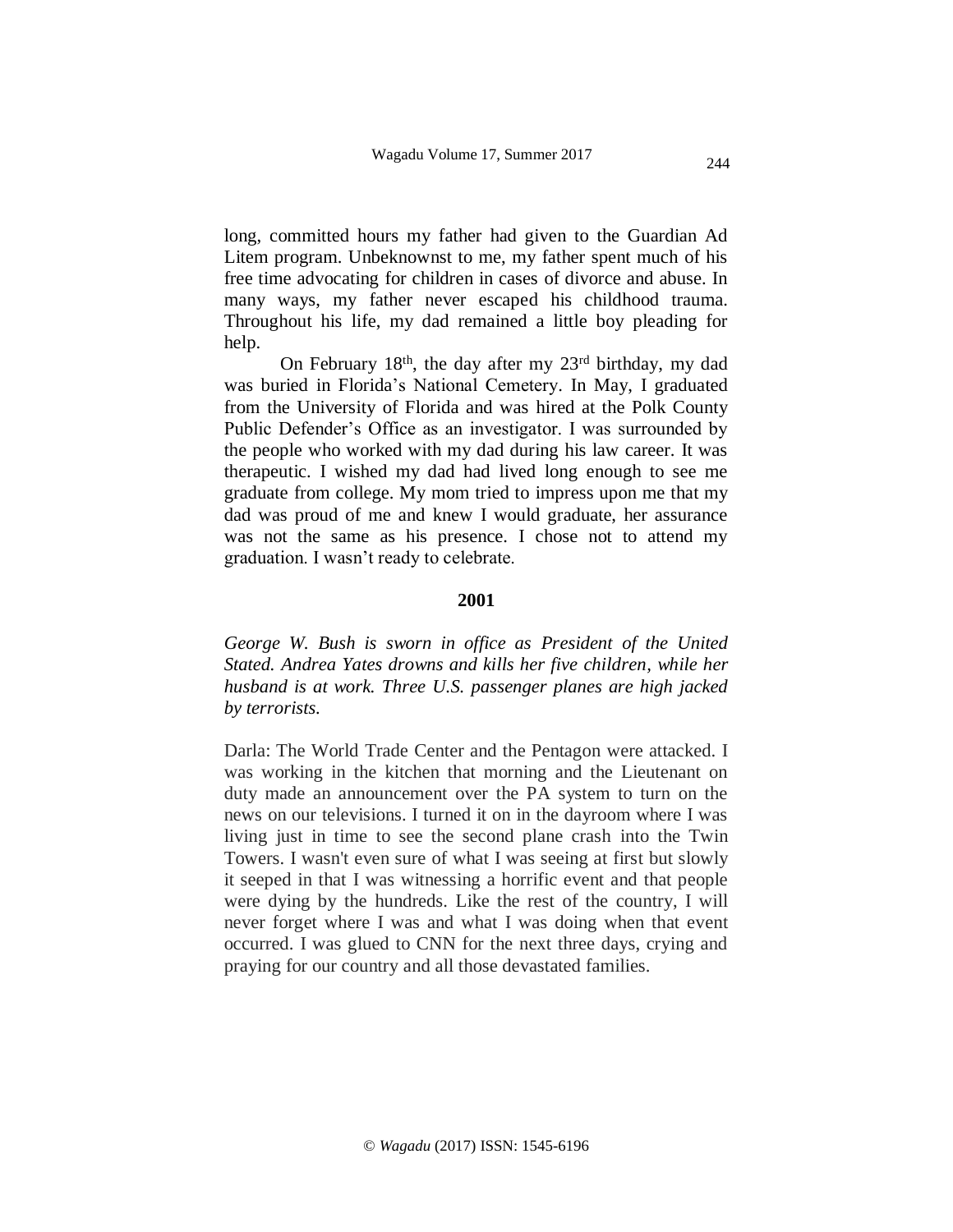long, committed hours my father had given to the Guardian Ad Litem program. Unbeknownst to me, my father spent much of his free time advocating for children in cases of divorce and abuse. In many ways, my father never escaped his childhood trauma. Throughout his life, my dad remained a little boy pleading for help.

On February 18th, the day after my 23rd birthday, my dad was buried in Florida's National Cemetery. In May, I graduated from the University of Florida and was hired at the Polk County Public Defender's Office as an investigator. I was surrounded by the people who worked with my dad during his law career. It was therapeutic. I wished my dad had lived long enough to see me graduate from college. My mom tried to impress upon me that my dad was proud of me and knew I would graduate, her assurance was not the same as his presence. I chose not to attend my graduation. I wasn't ready to celebrate.

**2001**

*George W. Bush is sworn in office as President of the United Stated. Andrea Yates drowns and kills her five children, while her husband is at work. Three U.S. passenger planes are high jacked by terrorists.*

Darla: The World Trade Center and the Pentagon were attacked. I was working in the kitchen that morning and the Lieutenant on duty made an announcement over the PA system to turn on the news on our televisions. I turned it on in the dayroom where I was living just in time to see the second plane crash into the Twin Towers. I wasn't even sure of what I was seeing at first but slowly it seeped in that I was witnessing a horrific event and that people were dying by the hundreds. Like the rest of the country, I will never forget where I was and what I was doing when that event occurred. I was glued to CNN for the next three days, crying and praying for our country and all those devastated families.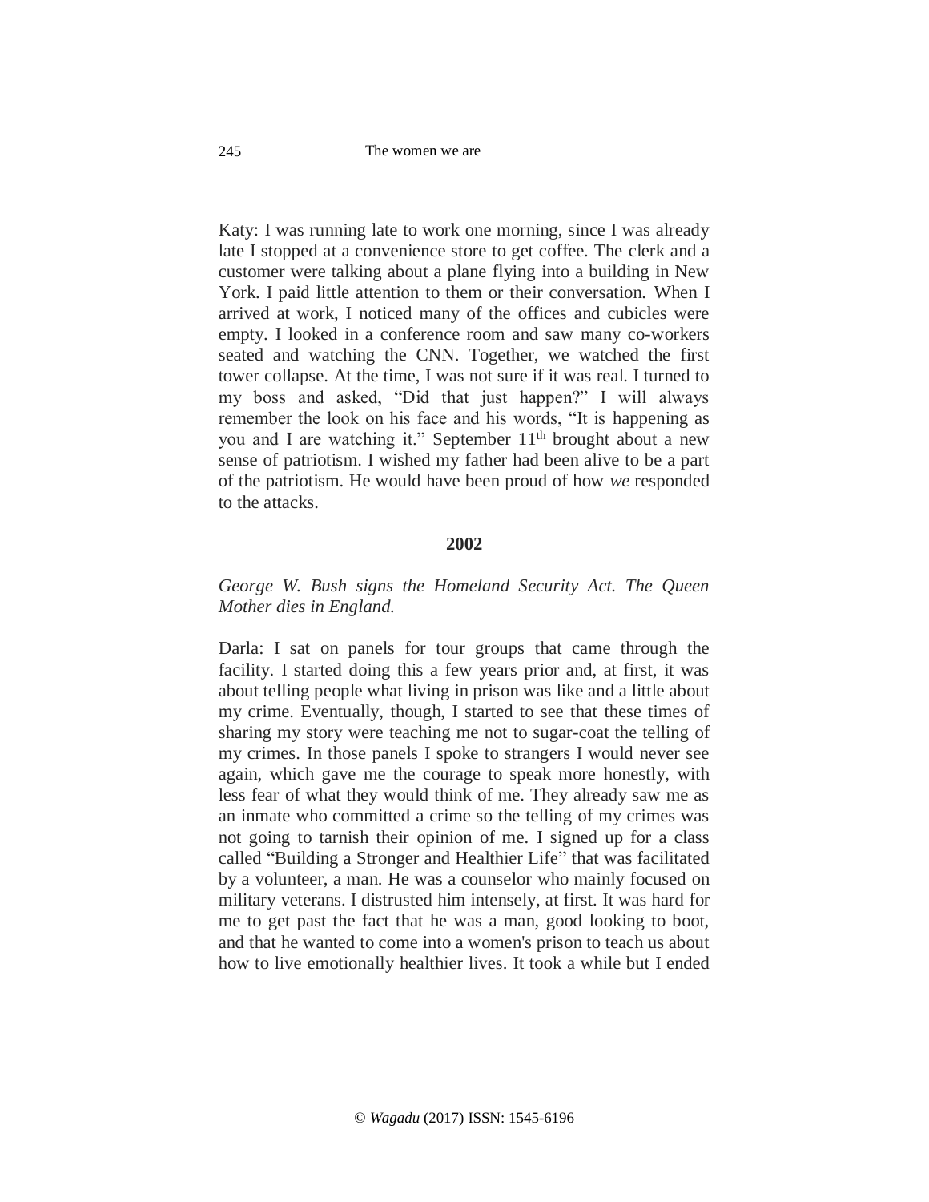Katy: I was running late to work one morning, since I was already late I stopped at a convenience store to get coffee. The clerk and a customer were talking about a plane flying into a building in New York. I paid little attention to them or their conversation. When I arrived at work, I noticed many of the offices and cubicles were empty. I looked in a conference room and saw many co-workers seated and watching the CNN. Together, we watched the first tower collapse. At the time, I was not sure if it was real. I turned to my boss and asked, "Did that just happen?" I will always remember the look on his face and his words, "It is happening as you and I are watching it." September 11th brought about a new sense of patriotism. I wished my father had been alive to be a part of the patriotism. He would have been proud of how *we* responded to the attacks.

**2002**

*George W. Bush signs the Homeland Security Act. The Queen Mother dies in England.*

Darla: I sat on panels for tour groups that came through the facility. I started doing this a few years prior and, at first, it was about telling people what living in prison was like and a little about my crime. Eventually, though, I started to see that these times of sharing my story were teaching me not to sugar-coat the telling of my crimes. In those panels I spoke to strangers I would never see again, which gave me the courage to speak more honestly, with less fear of what they would think of me. They already saw me as an inmate who committed a crime so the telling of my crimes was not going to tarnish their opinion of me. I signed up for a class called "Building a Stronger and Healthier Life" that was facilitated by a volunteer, a man. He was a counselor who mainly focused on military veterans. I distrusted him intensely, at first. It was hard for me to get past the fact that he was a man, good looking to boot, and that he wanted to come into a women's prison to teach us about how to live emotionally healthier lives. It took a while but I ended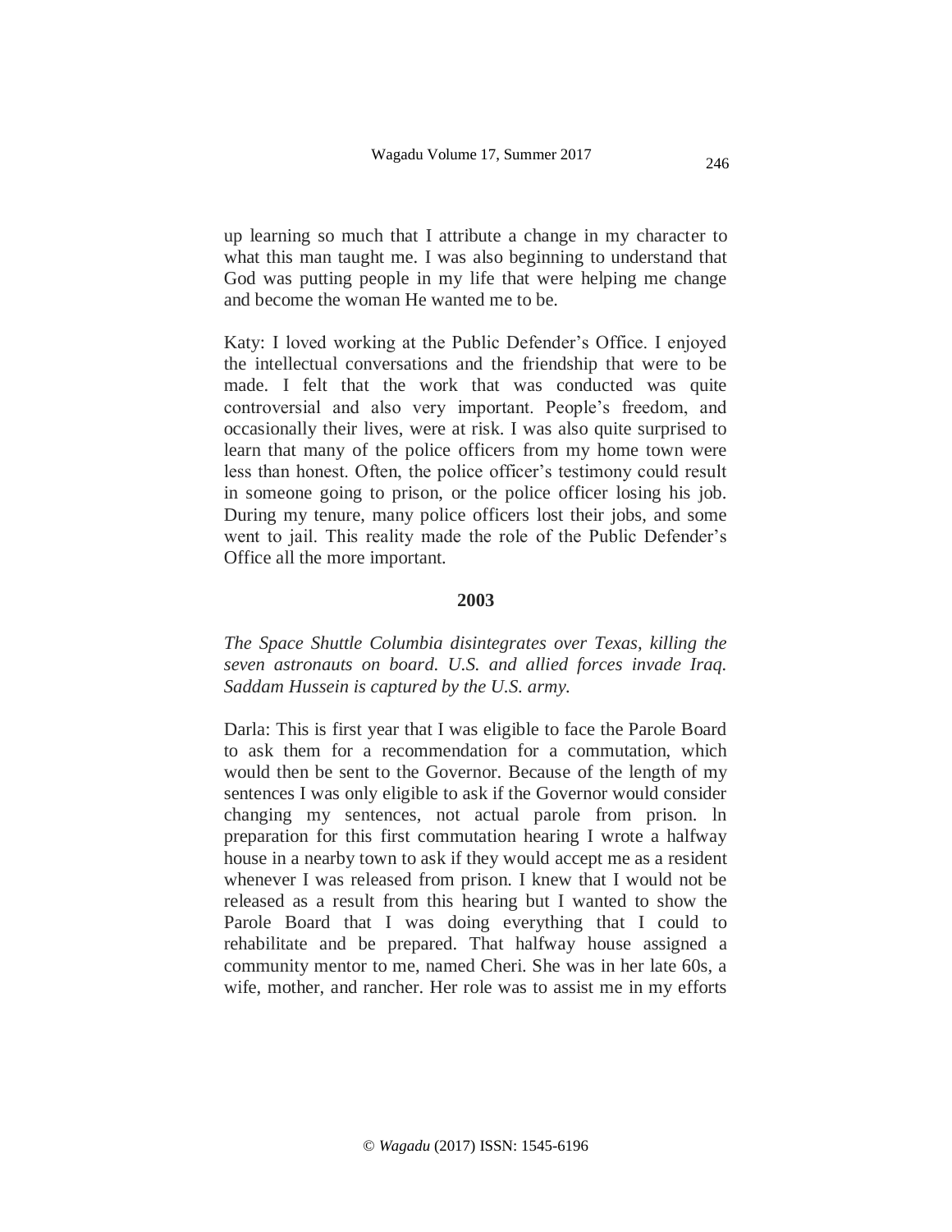up learning so much that I attribute a change in my character to what this man taught me. I was also beginning to understand that God was putting people in my life that were helping me change and become the woman He wanted me to be.

Katy: I loved working at the Public Defender's Office. I enjoyed the intellectual conversations and the friendship that were to be made. I felt that the work that was conducted was quite controversial and also very important. People's freedom, and occasionally their lives, were at risk. I was also quite surprised to learn that many of the police officers from my home town were less than honest. Often, the police officer's testimony could result in someone going to prison, or the police officer losing his job. During my tenure, many police officers lost their jobs, and some went to jail. This reality made the role of the Public Defender's Office all the more important.

**2003**

*The Space Shuttle Columbia disintegrates over Texas, killing the seven astronauts on board. U.S. and allied forces invade Iraq. Saddam Hussein is captured by the U.S. army.*

Darla: This is first year that I was eligible to face the Parole Board to ask them for a recommendation for a commutation, which would then be sent to the Governor. Because of the length of my sentences I was only eligible to ask if the Governor would consider changing my sentences, not actual parole from prison. ln preparation for this first commutation hearing I wrote a halfway house in a nearby town to ask if they would accept me as a resident whenever I was released from prison. I knew that I would not be released as a result from this hearing but I wanted to show the Parole Board that I was doing everything that I could to rehabilitate and be prepared. That halfway house assigned a community mentor to me, named Cheri. She was in her late 60s, a wife, mother, and rancher. Her role was to assist me in my efforts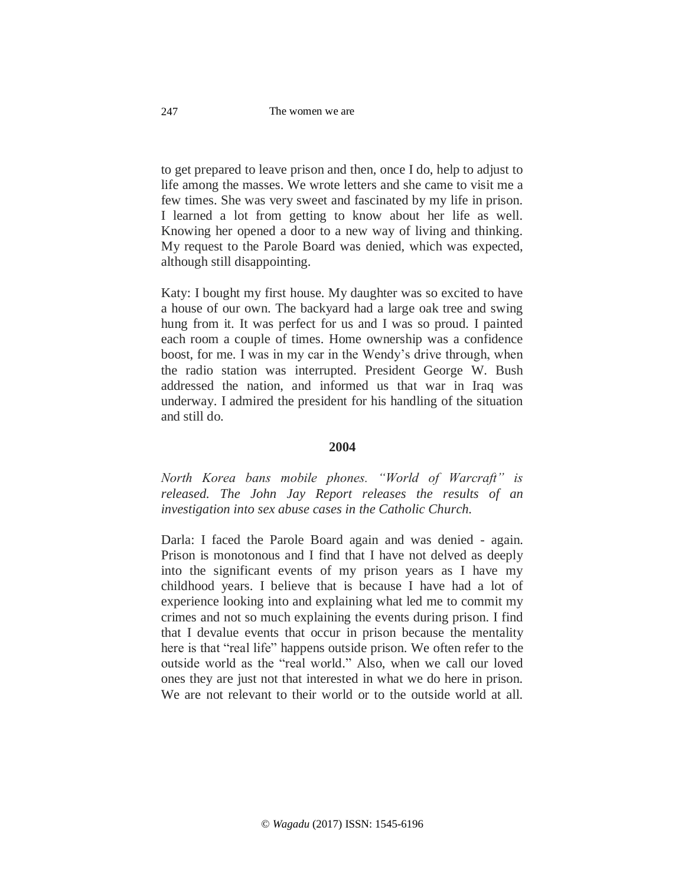to get prepared to leave prison and then, once I do, help to adjust to life among the masses. We wrote letters and she came to visit me a few times. She was very sweet and fascinated by my life in prison. I learned a lot from getting to know about her life as well. Knowing her opened a door to a new way of living and thinking. My request to the Parole Board was denied, which was expected, although still disappointing.

Katy: I bought my first house. My daughter was so excited to have a house of our own. The backyard had a large oak tree and swing hung from it. It was perfect for us and I was so proud. I painted each room a couple of times. Home ownership was a confidence boost, for me. I was in my car in the Wendy's drive through, when the radio station was interrupted. President George W. Bush addressed the nation, and informed us that war in Iraq was underway. I admired the president for his handling of the situation and still do.

**2004**

*North Korea bans mobile phones. "World of Warcraft" is released. The John Jay Report releases the results of an investigation into sex abuse cases in the Catholic Church.*

Darla: I faced the Parole Board again and was denied - again. Prison is monotonous and I find that I have not delved as deeply into the significant events of my prison years as I have my childhood years. I believe that is because I have had a lot of experience looking into and explaining what led me to commit my crimes and not so much explaining the events during prison. I find that I devalue events that occur in prison because the mentality here is that "real life" happens outside prison. We often refer to the outside world as the "real world." Also, when we call our loved ones they are just not that interested in what we do here in prison. We are not relevant to their world or to the outside world at all.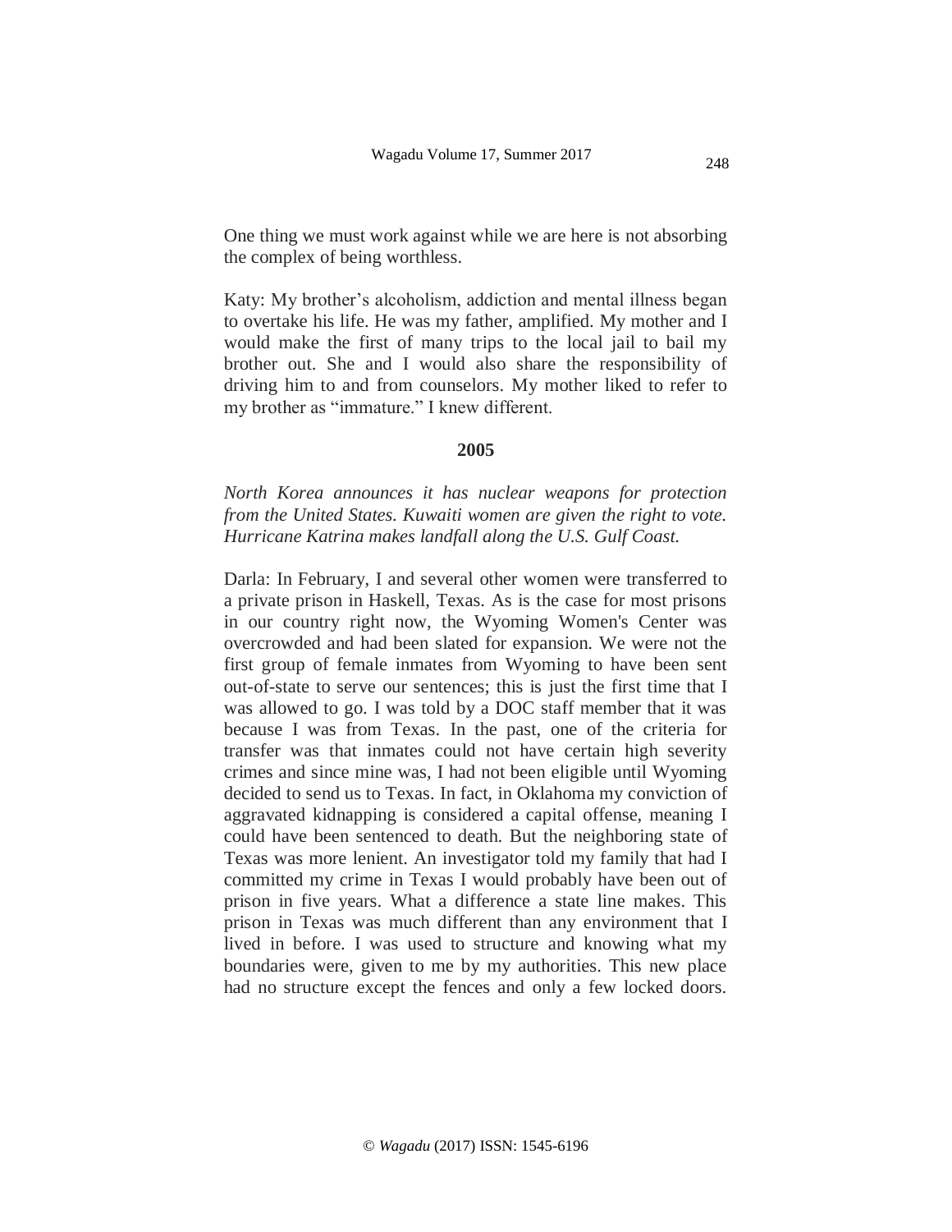One thing we must work against while we are here is not absorbing the complex of being worthless.

Katy: My brother's alcoholism, addiction and mental illness began to overtake his life. He was my father, amplified. My mother and I would make the first of many trips to the local jail to bail my brother out. She and I would also share the responsibility of driving him to and from counselors. My mother liked to refer to my brother as "immature." I knew different.

**2005**

*North Korea announces it has nuclear weapons for protection from the United States. Kuwaiti women are given the right to vote. Hurricane Katrina makes landfall along the U.S. Gulf Coast.*

Darla: In February, I and several other women were transferred to a private prison in Haskell, Texas. As is the case for most prisons in our country right now, the Wyoming Women's Center was overcrowded and had been slated for expansion. We were not the first group of female inmates from Wyoming to have been sent out-of-state to serve our sentences; this is just the first time that I was allowed to go. I was told by a DOC staff member that it was because I was from Texas. In the past, one of the criteria for transfer was that inmates could not have certain high severity crimes and since mine was, I had not been eligible until Wyoming decided to send us to Texas. In fact, in Oklahoma my conviction of aggravated kidnapping is considered a capital offense, meaning I could have been sentenced to death. But the neighboring state of Texas was more lenient. An investigator told my family that had I committed my crime in Texas I would probably have been out of prison in five years. What a difference a state line makes. This prison in Texas was much different than any environment that I lived in before. I was used to structure and knowing what my boundaries were, given to me by my authorities. This new place had no structure except the fences and only a few locked doors.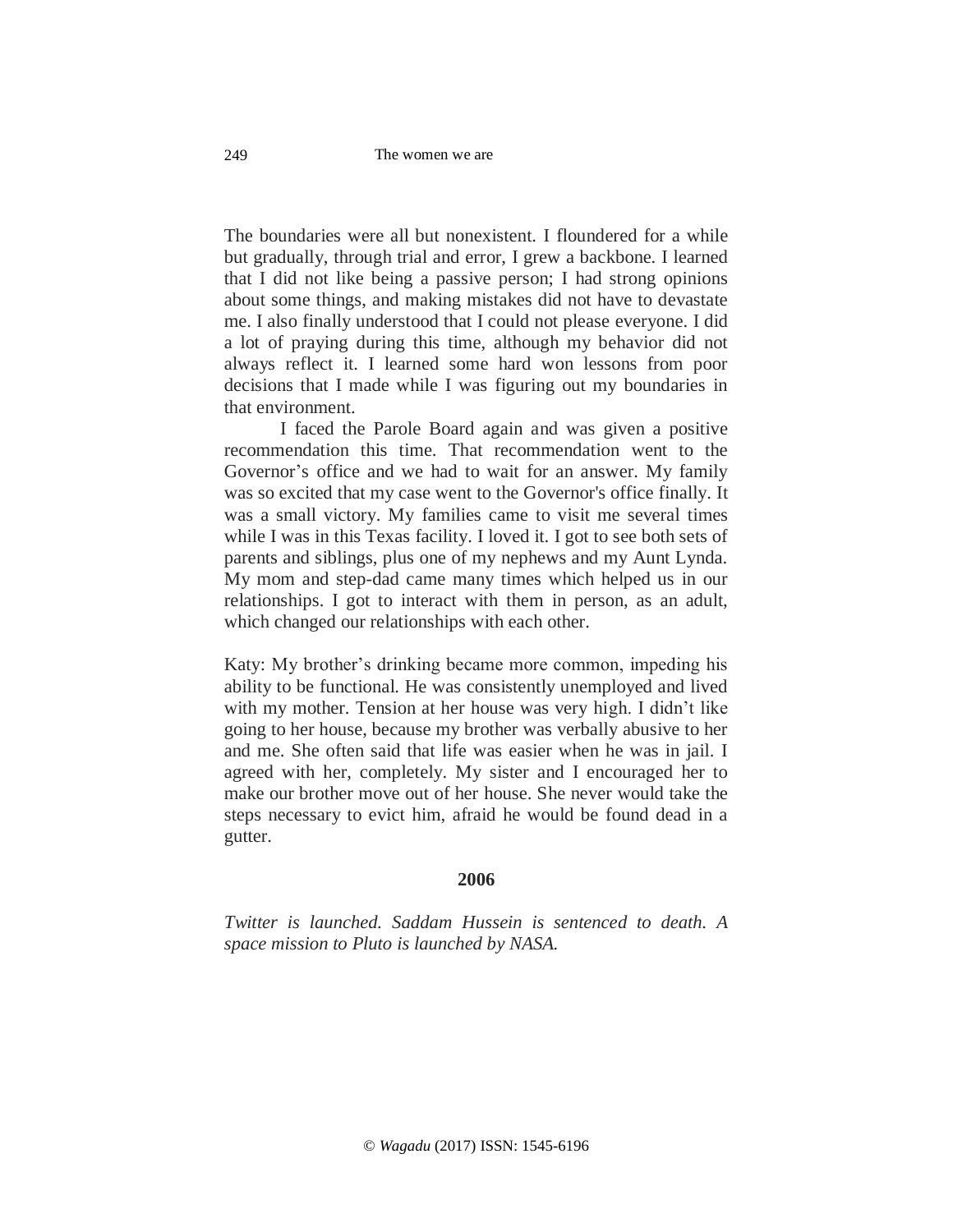The boundaries were all but nonexistent. I floundered for a while but gradually, through trial and error, I grew a backbone. I learned that I did not like being a passive person; I had strong opinions about some things, and making mistakes did not have to devastate me. I also finally understood that I could not please everyone. I did a lot of praying during this time, although my behavior did not always reflect it. I learned some hard won lessons from poor decisions that I made while I was figuring out my boundaries in that environment.

I faced the Parole Board again and was given a positive recommendation this time. That recommendation went to the Governor's office and we had to wait for an answer. My family was so excited that my case went to the Governor's office finally. It was a small victory. My families came to visit me several times while I was in this Texas facility. I loved it. I got to see both sets of parents and siblings, plus one of my nephews and my Aunt Lynda. My mom and step-dad came many times which helped us in our relationships. I got to interact with them in person, as an adult, which changed our relationships with each other.

Katy: My brother's drinking became more common, impeding his ability to be functional. He was consistently unemployed and lived with my mother. Tension at her house was very high. I didn't like going to her house, because my brother was verbally abusive to her and me. She often said that life was easier when he was in jail. I agreed with her, completely. My sister and I encouraged her to make our brother move out of her house. She never would take the steps necessary to evict him, afraid he would be found dead in a gutter.

**2006**

*Twitter is launched. Saddam Hussein is sentenced to death. A space mission to Pluto is launched by NASA.*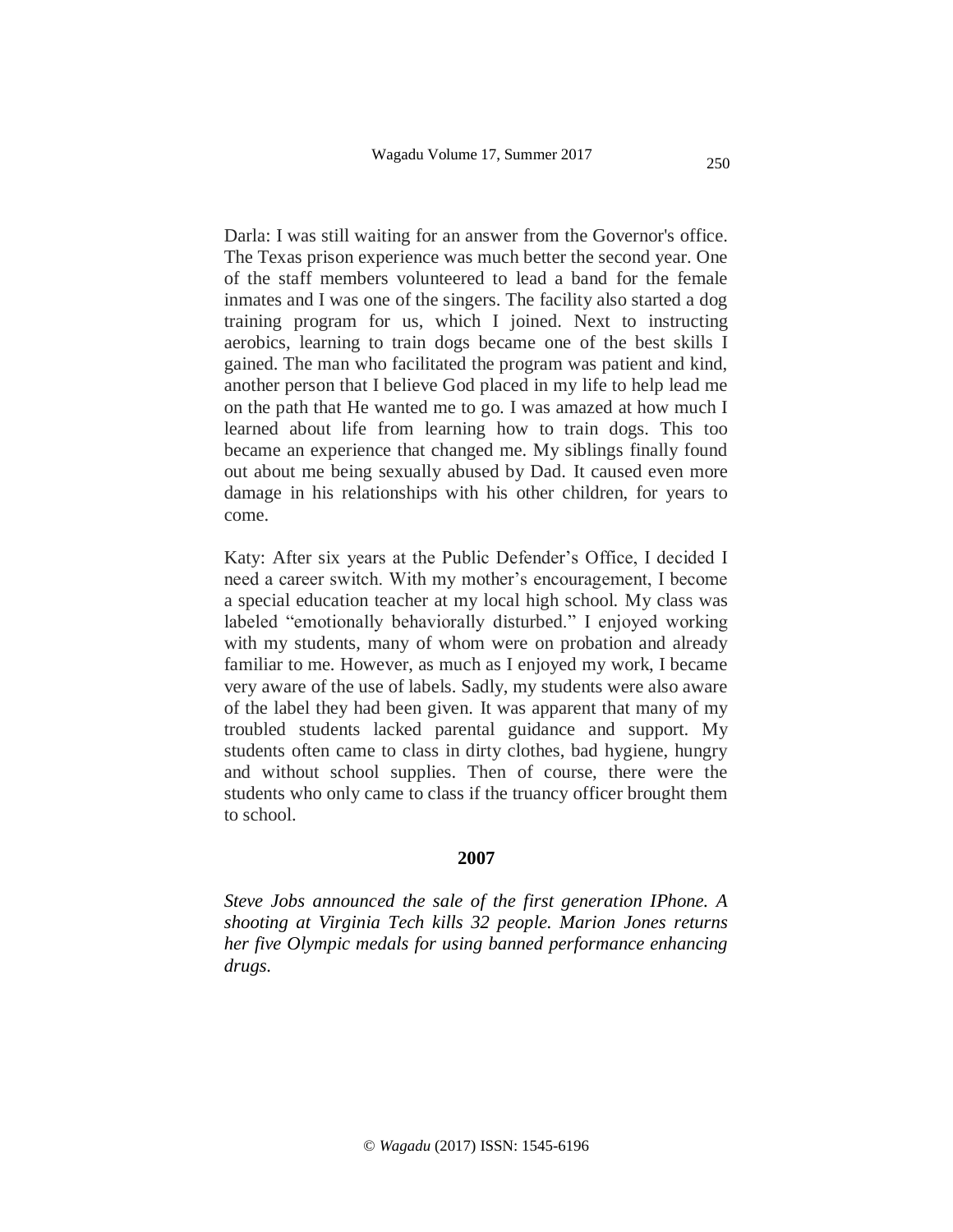Darla: I was still waiting for an answer from the Governor's office. The Texas prison experience was much better the second year. One of the staff members volunteered to lead a band for the female inmates and I was one of the singers. The facility also started a dog training program for us, which I joined. Next to instructing aerobics, learning to train dogs became one of the best skills I gained. The man who facilitated the program was patient and kind, another person that I believe God placed in my life to help lead me on the path that He wanted me to go. I was amazed at how much I learned about life from learning how to train dogs. This too became an experience that changed me. My siblings finally found out about me being sexually abused by Dad. It caused even more damage in his relationships with his other children, for years to come.

Katy: After six years at the Public Defender's Office, I decided I need a career switch. With my mother's encouragement, I become a special education teacher at my local high school. My class was labeled "emotionally behaviorally disturbed." I enjoyed working with my students, many of whom were on probation and already familiar to me. However, as much as I enjoyed my work, I became very aware of the use of labels. Sadly, my students were also aware of the label they had been given. It was apparent that many of my troubled students lacked parental guidance and support. My students often came to class in dirty clothes, bad hygiene, hungry and without school supplies. Then of course, there were the students who only came to class if the truancy officer brought them to school.

**2007**

*Steve Jobs announced the sale of the first generation IPhone. A shooting at Virginia Tech kills 32 people. Marion Jones returns her five Olympic medals for using banned performance enhancing drugs.*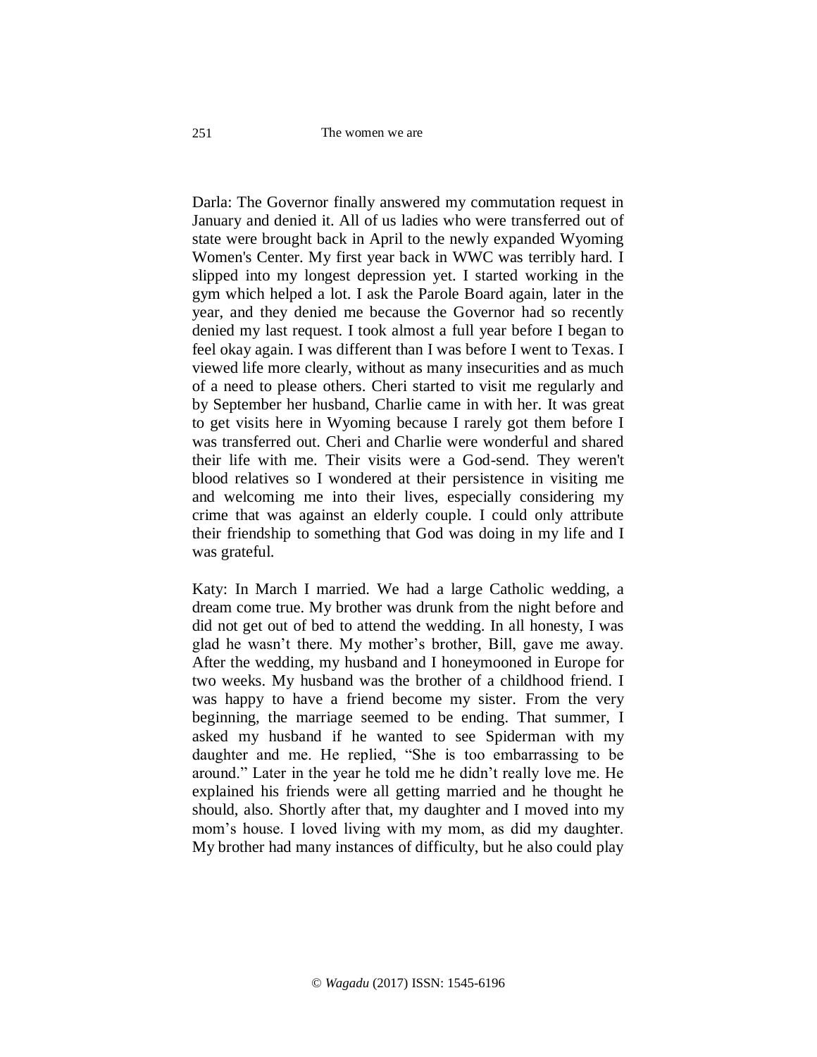Darla: The Governor finally answered my commutation request in January and denied it. All of us ladies who were transferred out of state were brought back in April to the newly expanded Wyoming Women's Center. My first year back in WWC was terribly hard. I slipped into my longest depression yet. I started working in the gym which helped a lot. I ask the Parole Board again, later in the year, and they denied me because the Governor had so recently denied my last request. I took almost a full year before I began to feel okay again. I was different than I was before I went to Texas. I viewed life more clearly, without as many insecurities and as much of a need to please others. Cheri started to visit me regularly and by September her husband, Charlie came in with her. It was great to get visits here in Wyoming because I rarely got them before I was transferred out. Cheri and Charlie were wonderful and shared their life with me. Their visits were a God-send. They weren't blood relatives so I wondered at their persistence in visiting me and welcoming me into their lives, especially considering my crime that was against an elderly couple. I could only attribute their friendship to something that God was doing in my life and I was grateful.

Katy: In March I married. We had a large Catholic wedding, a dream come true. My brother was drunk from the night before and did not get out of bed to attend the wedding. In all honesty, I was glad he wasn't there. My mother's brother, Bill, gave me away. After the wedding, my husband and I honeymooned in Europe for two weeks. My husband was the brother of a childhood friend. I was happy to have a friend become my sister. From the very beginning, the marriage seemed to be ending. That summer, I asked my husband if he wanted to see Spiderman with my daughter and me. He replied, "She is too embarrassing to be around." Later in the year he told me he didn't really love me. He explained his friends were all getting married and he thought he should, also. Shortly after that, my daughter and I moved into my mom's house. I loved living with my mom, as did my daughter. My brother had many instances of difficulty, but he also could play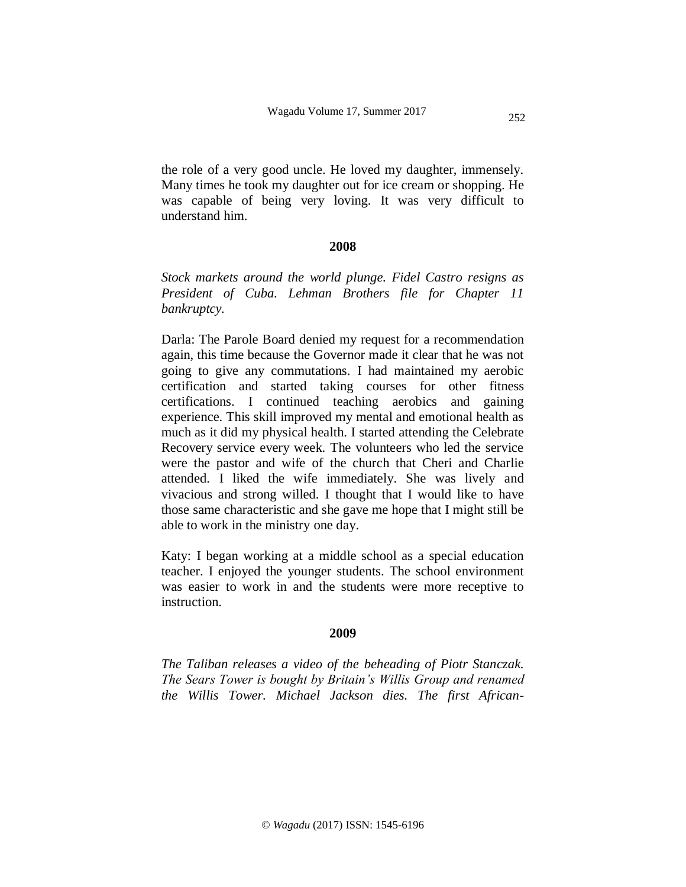the role of a very good uncle. He loved my daughter, immensely. Many times he took my daughter out for ice cream or shopping. He was capable of being very loving. It was very difficult to understand him.

**2008**

*Stock markets around the world plunge. Fidel Castro resigns as President of Cuba. Lehman Brothers file for Chapter 11 bankruptcy.*

Darla: The Parole Board denied my request for a recommendation again, this time because the Governor made it clear that he was not going to give any commutations. I had maintained my aerobic certification and started taking courses for other fitness certifications. I continued teaching aerobics and gaining experience. This skill improved my mental and emotional health as much as it did my physical health. I started attending the Celebrate Recovery service every week. The volunteers who led the service were the pastor and wife of the church that Cheri and Charlie attended. I liked the wife immediately. She was lively and vivacious and strong willed. I thought that I would like to have those same characteristic and she gave me hope that I might still be able to work in the ministry one day.

Katy: I began working at a middle school as a special education teacher. I enjoyed the younger students. The school environment was easier to work in and the students were more receptive to instruction.

**2009**

*The Taliban releases a video of the beheading of Piotr Stanczak. The Sears Tower is bought by Britain's Willis Group and renamed the Willis Tower. Michael Jackson dies. The first African-*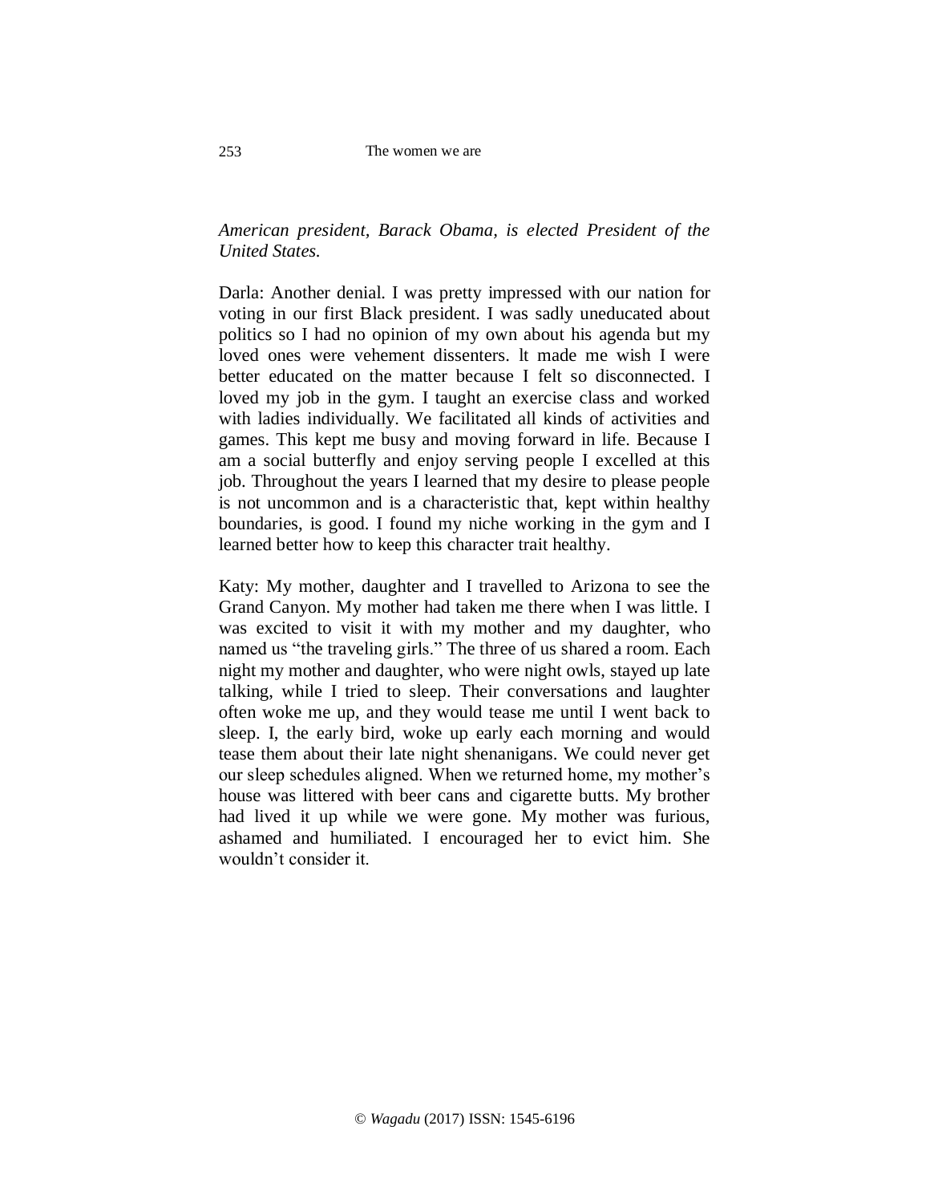*American president, Barack Obama, is elected President of the United States.*

Darla: Another denial. I was pretty impressed with our nation for voting in our first Black president. I was sadly uneducated about politics so I had no opinion of my own about his agenda but my loved ones were vehement dissenters. lt made me wish I were better educated on the matter because I felt so disconnected. I loved my job in the gym. I taught an exercise class and worked with ladies individually. We facilitated all kinds of activities and games. This kept me busy and moving forward in life. Because I am a social butterfly and enjoy serving people I excelled at this job. Throughout the years I learned that my desire to please people is not uncommon and is a characteristic that, kept within healthy boundaries, is good. I found my niche working in the gym and I learned better how to keep this character trait healthy.

Katy: My mother, daughter and I travelled to Arizona to see the Grand Canyon. My mother had taken me there when I was little. I was excited to visit it with my mother and my daughter, who named us "the traveling girls." The three of us shared a room. Each night my mother and daughter, who were night owls, stayed up late talking, while I tried to sleep. Their conversations and laughter often woke me up, and they would tease me until I went back to sleep. I, the early bird, woke up early each morning and would tease them about their late night shenanigans. We could never get our sleep schedules aligned. When we returned home, my mother's house was littered with beer cans and cigarette butts. My brother had lived it up while we were gone. My mother was furious, ashamed and humiliated. I encouraged her to evict him. She wouldn't consider it.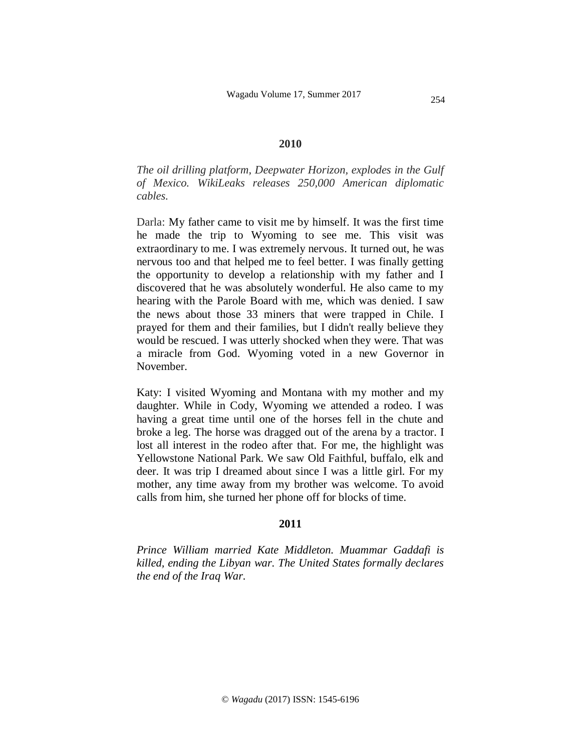**2010**

*The oil drilling platform, Deepwater Horizon, explodes in the Gulf of Mexico. WikiLeaks releases 250,000 American diplomatic cables.*

Darla: My father came to visit me by himself. It was the first time he made the trip to Wyoming to see me. This visit was extraordinary to me. I was extremely nervous. It turned out, he was nervous too and that helped me to feel better. I was finally getting the opportunity to develop a relationship with my father and I discovered that he was absolutely wonderful. He also came to my hearing with the Parole Board with me, which was denied. I saw the news about those 33 miners that were trapped in Chile. I prayed for them and their families, but I didn't really believe they would be rescued. I was utterly shocked when they were. That was a miracle from God. Wyoming voted in a new Governor in November.

Katy: I visited Wyoming and Montana with my mother and my daughter. While in Cody, Wyoming we attended a rodeo. I was having a great time until one of the horses fell in the chute and broke a leg. The horse was dragged out of the arena by a tractor. I lost all interest in the rodeo after that. For me, the highlight was Yellowstone National Park. We saw Old Faithful, buffalo, elk and deer. It was trip I dreamed about since I was a little girl. For my mother, any time away from my brother was welcome. To avoid calls from him, she turned her phone off for blocks of time.

**2011**

*Prince William married Kate Middleton. Muammar Gaddafi is killed, ending the Libyan war. The United States formally declares the end of the Iraq War.*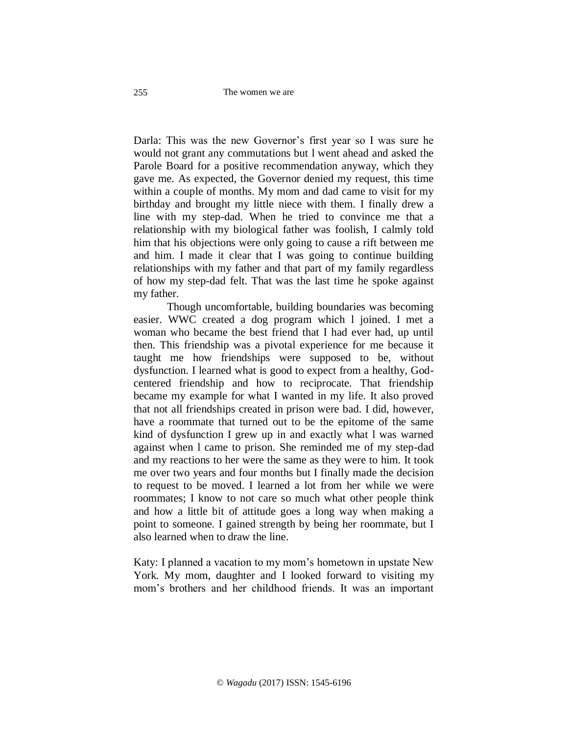Darla: This was the new Governor's first year so I was sure he would not grant any commutations but l went ahead and asked the Parole Board for a positive recommendation anyway, which they gave me. As expected, the Governor denied my request, this time within a couple of months. My mom and dad came to visit for my birthday and brought my little niece with them. I finally drew a line with my step-dad. When he tried to convince me that a relationship with my biological father was foolish, I calmly told him that his objections were only going to cause a rift between me and him. I made it clear that I was going to continue building relationships with my father and that part of my family regardless of how my step-dad felt. That was the last time he spoke against my father.

Though uncomfortable, building boundaries was becoming easier. WWC created a dog program which l joined. I met a woman who became the best friend that I had ever had, up until then. This friendship was a pivotal experience for me because it taught me how friendships were supposed to be, without dysfunction. I learned what is good to expect from a healthy, God-centered friendship and how to reciprocate. That friendship became my example for what I wanted in my life. It also proved that not all friendships created in prison were bad. I did, however, have a roommate that turned out to be the epitome of the same kind of dysfunction I grew up in and exactly what l was warned against when l came to prison. She reminded me of my step-dad and my reactions to her were the same as they were to him. It took me over two years and four months but I finally made the decision to request to be moved. I learned a lot from her while we were roommates; I know to not care so much what other people think and how a little bit of attitude goes a long way when making a point to someone. I gained strength by being her roommate, but I also learned when to draw the line.

Katy: I planned a vacation to my mom's hometown in upstate New York. My mom, daughter and I looked forward to visiting my mom's brothers and her childhood friends. It was an important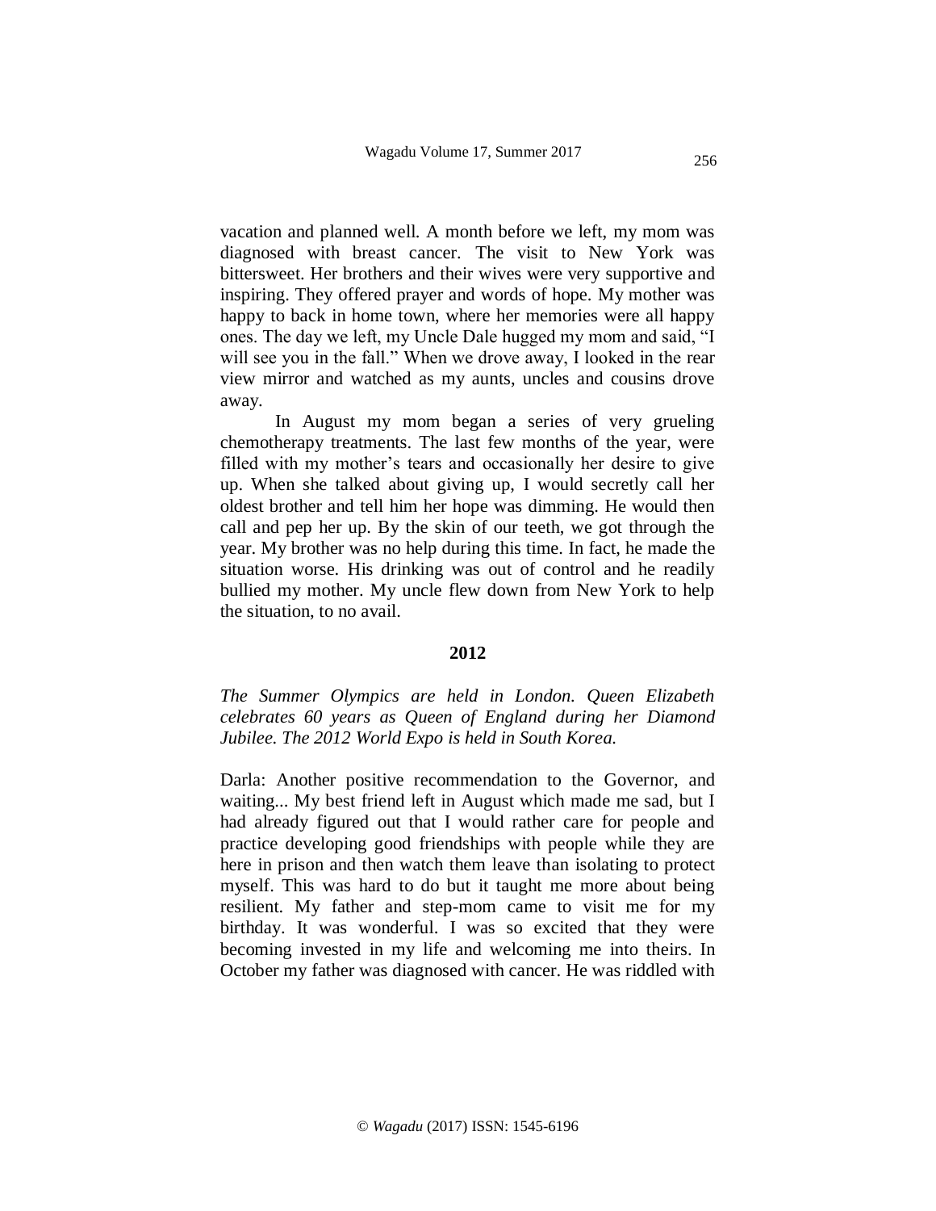vacation and planned well. A month before we left, my mom was diagnosed with breast cancer. The visit to New York was bittersweet. Her brothers and their wives were very supportive and inspiring. They offered prayer and words of hope. My mother was happy to back in home town, where her memories were all happy ones. The day we left, my Uncle Dale hugged my mom and said, "I will see you in the fall." When we drove away, I looked in the rear view mirror and watched as my aunts, uncles and cousins drove away.

In August my mom began a series of very grueling chemotherapy treatments. The last few months of the year, were filled with my mother's tears and occasionally her desire to give up. When she talked about giving up, I would secretly call her oldest brother and tell him her hope was dimming. He would then call and pep her up. By the skin of our teeth, we got through the year. My brother was no help during this time. In fact, he made the situation worse. His drinking was out of control and he readily bullied my mother. My uncle flew down from New York to help the situation, to no avail.

**2012**

*The Summer Olympics are held in London. Queen Elizabeth celebrates 60 years as Queen of England during her Diamond Jubilee. The 2012 World Expo is held in South Korea.*

Darla: Another positive recommendation to the Governor, and waiting... My best friend left in August which made me sad, but I had already figured out that I would rather care for people and practice developing good friendships with people while they are here in prison and then watch them leave than isolating to protect myself. This was hard to do but it taught me more about being resilient. My father and step-mom came to visit me for my birthday. It was wonderful. I was so excited that they were becoming invested in my life and welcoming me into theirs. In October my father was diagnosed with cancer. He was riddled with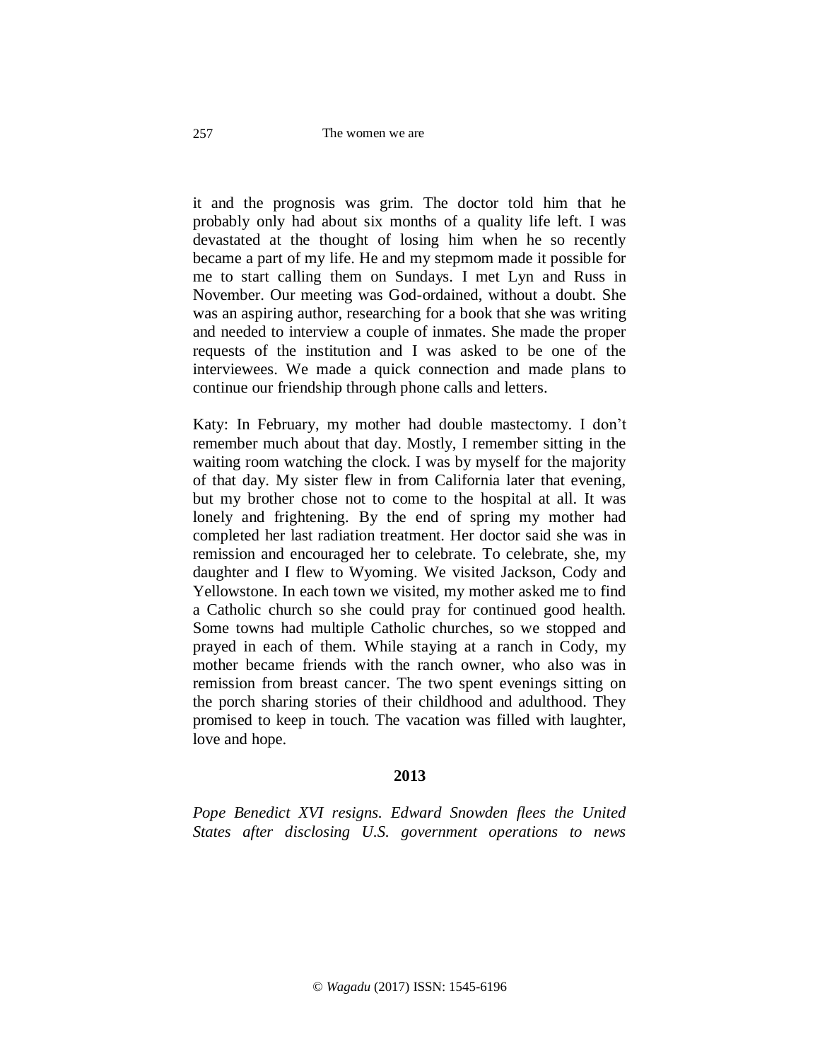it and the prognosis was grim. The doctor told him that he probably only had about six months of a quality life left. I was devastated at the thought of losing him when he so recently became a part of my life. He and my stepmom made it possible for me to start calling them on Sundays. I met Lyn and Russ in November. Our meeting was God-ordained, without a doubt. She was an aspiring author, researching for a book that she was writing and needed to interview a couple of inmates. She made the proper requests of the institution and I was asked to be one of the interviewees. We made a quick connection and made plans to continue our friendship through phone calls and letters.

Katy: In February, my mother had double mastectomy. I don't remember much about that day. Mostly, I remember sitting in the waiting room watching the clock. I was by myself for the majority of that day. My sister flew in from California later that evening, but my brother chose not to come to the hospital at all. It was lonely and frightening. By the end of spring my mother had completed her last radiation treatment. Her doctor said she was in remission and encouraged her to celebrate. To celebrate, she, my daughter and I flew to Wyoming. We visited Jackson, Cody and Yellowstone. In each town we visited, my mother asked me to find a Catholic church so she could pray for continued good health. Some towns had multiple Catholic churches, so we stopped and prayed in each of them. While staying at a ranch in Cody, my mother became friends with the ranch owner, who also was in remission from breast cancer. The two spent evenings sitting on the porch sharing stories of their childhood and adulthood. They promised to keep in touch. The vacation was filled with laughter, love and hope.

**2013**

*Pope Benedict XVI resigns. Edward Snowden flees the United States after disclosing U.S. government operations to news*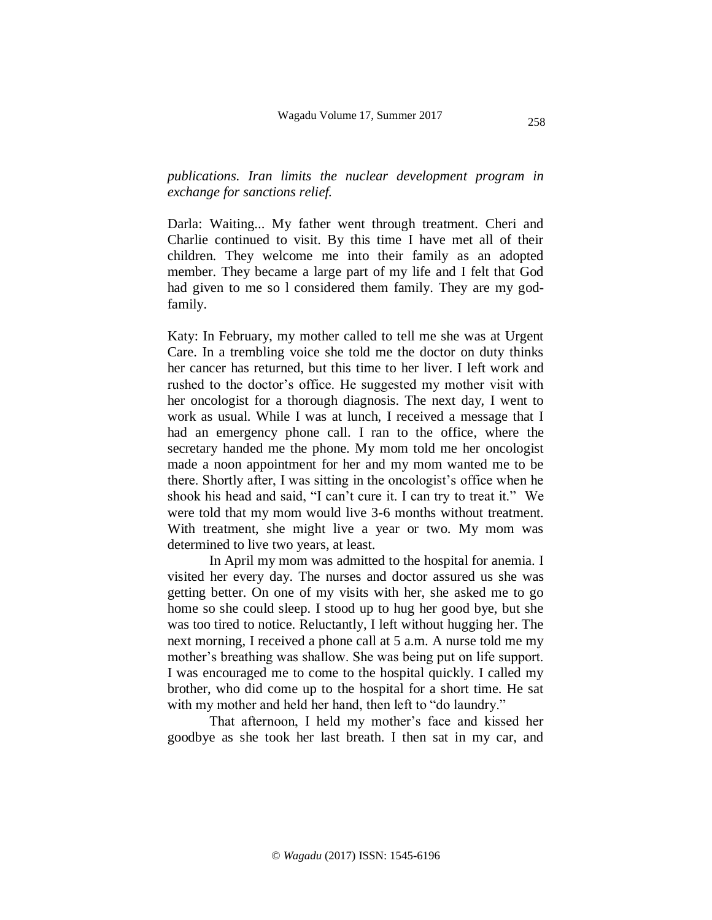*publications. Iran limits the nuclear development program in exchange for sanctions relief.*

Darla: Waiting... My father went through treatment. Cheri and Charlie continued to visit. By this time I have met all of their children. They welcome me into their family as an adopted member. They became a large part of my life and I felt that God had given to me so l considered them family. They are my god-family.

Katy: In February, my mother called to tell me she was at Urgent Care. In a trembling voice she told me the doctor on duty thinks her cancer has returned, but this time to her liver. I left work and rushed to the doctor's office. He suggested my mother visit with her oncologist for a thorough diagnosis. The next day, I went to work as usual. While I was at lunch, I received a message that I had an emergency phone call. I ran to the office, where the secretary handed me the phone. My mom told me her oncologist made a noon appointment for her and my mom wanted me to be there. Shortly after, I was sitting in the oncologist's office when he shook his head and said, "I can't cure it. I can try to treat it." We were told that my mom would live 3-6 months without treatment. With treatment, she might live a year or two. My mom was determined to live two years, at least.

In April my mom was admitted to the hospital for anemia. I visited her every day. The nurses and doctor assured us she was getting better. On one of my visits with her, she asked me to go home so she could sleep. I stood up to hug her good bye, but she was too tired to notice. Reluctantly, I left without hugging her. The next morning, I received a phone call at 5 a.m. A nurse told me my mother's breathing was shallow. She was being put on life support. I was encouraged me to come to the hospital quickly. I called my brother, who did come up to the hospital for a short time. He sat with my mother and held her hand, then left to "do laundry."

That afternoon, I held my mother's face and kissed her goodbye as she took her last breath. I then sat in my car, and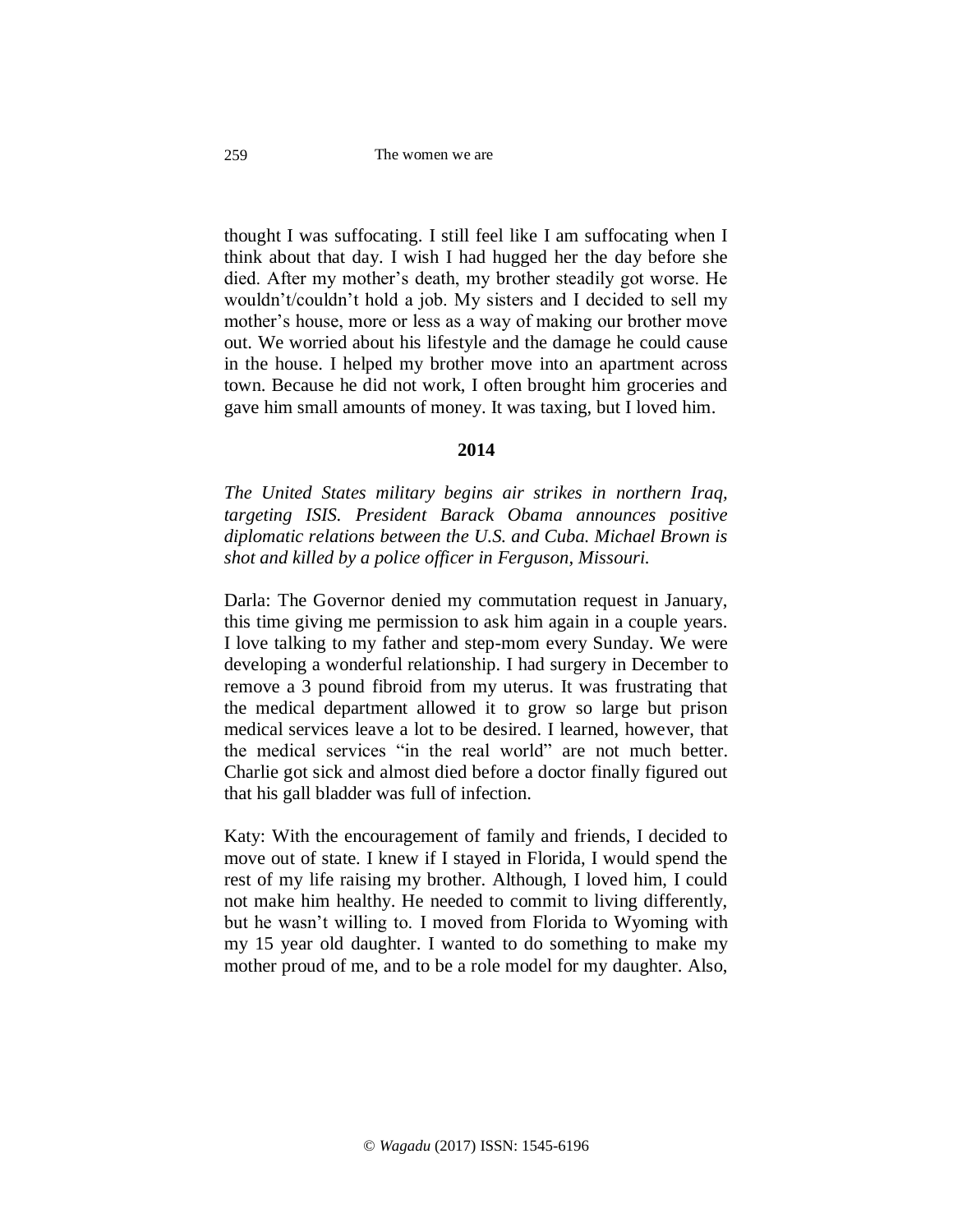thought I was suffocating. I still feel like I am suffocating when I think about that day. I wish I had hugged her the day before she died. After my mother's death, my brother steadily got worse. He wouldn't/couldn't hold a job. My sisters and I decided to sell my mother's house, more or less as a way of making our brother move out. We worried about his lifestyle and the damage he could cause in the house. I helped my brother move into an apartment across town. Because he did not work, I often brought him groceries and gave him small amounts of money. It was taxing, but I loved him.

**2014**

*The United States military begins air strikes in northern Iraq, targeting ISIS. President Barack Obama announces positive diplomatic relations between the U.S. and Cuba. Michael Brown is shot and killed by a police officer in Ferguson, Missouri.*

Darla: The Governor denied my commutation request in January, this time giving me permission to ask him again in a couple years. I love talking to my father and step-mom every Sunday. We were developing a wonderful relationship. I had surgery in December to remove a 3 pound fibroid from my uterus. It was frustrating that the medical department allowed it to grow so large but prison medical services leave a lot to be desired. I learned, however, that the medical services "in the real world" are not much better. Charlie got sick and almost died before a doctor finally figured out that his gall bladder was full of infection.

Katy: With the encouragement of family and friends, I decided to move out of state. I knew if I stayed in Florida, I would spend the rest of my life raising my brother. Although, I loved him, I could not make him healthy. He needed to commit to living differently, but he wasn't willing to. I moved from Florida to Wyoming with my 15 year old daughter. I wanted to do something to make my mother proud of me, and to be a role model for my daughter. Also,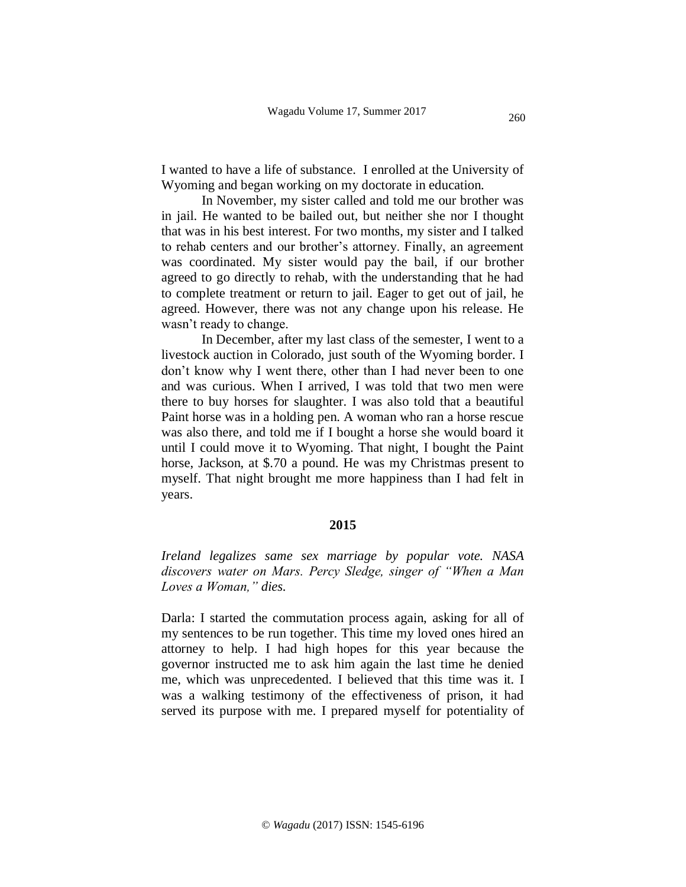I wanted to have a life of substance. I enrolled at the University of Wyoming and began working on my doctorate in education.

In November, my sister called and told me our brother was in jail. He wanted to be bailed out, but neither she nor I thought that was in his best interest. For two months, my sister and I talked to rehab centers and our brother's attorney. Finally, an agreement was coordinated. My sister would pay the bail, if our brother agreed to go directly to rehab, with the understanding that he had to complete treatment or return to jail. Eager to get out of jail, he agreed. However, there was not any change upon his release. He wasn't ready to change.

In December, after my last class of the semester, I went to a livestock auction in Colorado, just south of the Wyoming border. I don't know why I went there, other than I had never been to one and was curious. When I arrived, I was told that two men were there to buy horses for slaughter. I was also told that a beautiful Paint horse was in a holding pen. A woman who ran a horse rescue was also there, and told me if I bought a horse she would board it until I could move it to Wyoming. That night, I bought the Paint horse, Jackson, at $.70 a pound. He was my Christmas present to myself. That night brought me more happiness than I had felt in years.

**2015**

*Ireland legalizes same sex marriage by popular vote. NASA discovers water on Mars. Percy Sledge, singer of "When a Man Loves a Woman," dies.*

Darla: I started the commutation process again, asking for all of my sentences to be run together. This time my loved ones hired an attorney to help. I had high hopes for this year because the governor instructed me to ask him again the last time he denied me, which was unprecedented. I believed that this time was it. I was a walking testimony of the effectiveness of prison, it had served its purpose with me. I prepared myself for potentiality of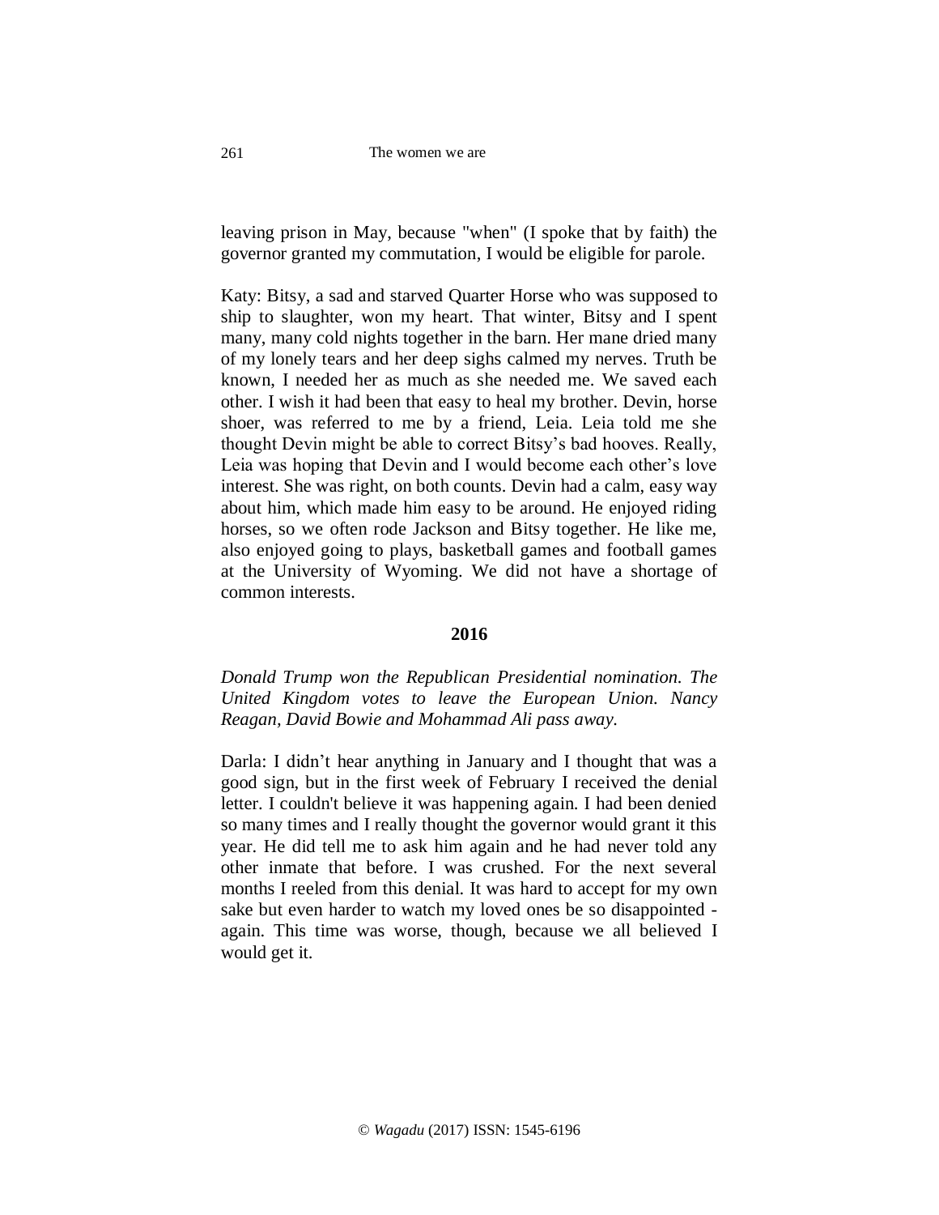leaving prison in May, because "when" (I spoke that by faith) the governor granted my commutation, I would be eligible for parole.

Katy: Bitsy, a sad and starved Quarter Horse who was supposed to ship to slaughter, won my heart. That winter, Bitsy and I spent many, many cold nights together in the barn. Her mane dried many of my lonely tears and her deep sighs calmed my nerves. Truth be known, I needed her as much as she needed me. We saved each other. I wish it had been that easy to heal my brother. Devin, horse shoer, was referred to me by a friend, Leia. Leia told me she thought Devin might be able to correct Bitsy's bad hooves. Really, Leia was hoping that Devin and I would become each other's love interest. She was right, on both counts. Devin had a calm, easy way about him, which made him easy to be around. He enjoyed riding horses, so we often rode Jackson and Bitsy together. He like me, also enjoyed going to plays, basketball games and football games at the University of Wyoming. We did not have a shortage of common interests.

**2016**

*Donald Trump won the Republican Presidential nomination. The United Kingdom votes to leave the European Union. Nancy Reagan, David Bowie and Mohammad Ali pass away.*

Darla: I didn't hear anything in January and I thought that was a good sign, but in the first week of February I received the denial letter. I couldn't believe it was happening again. I had been denied so many times and I really thought the governor would grant it this year. He did tell me to ask him again and he had never told any other inmate that before. I was crushed. For the next several months I reeled from this denial. It was hard to accept for my own sake but even harder to watch my loved ones be so disappointed - again. This time was worse, though, because we all believed I would get it.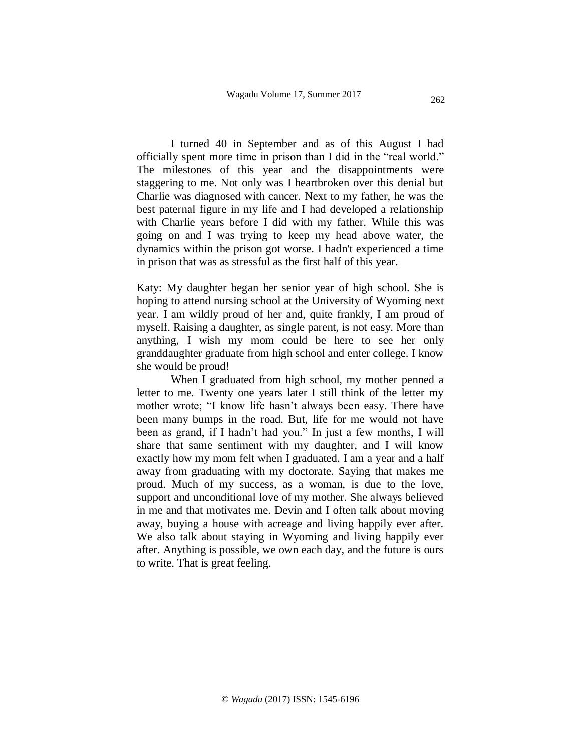I turned 40 in September and as of this August I had officially spent more time in prison than I did in the "real world." The milestones of this year and the disappointments were staggering to me. Not only was I heartbroken over this denial but Charlie was diagnosed with cancer. Next to my father, he was the best paternal figure in my life and I had developed a relationship with Charlie years before I did with my father. While this was going on and I was trying to keep my head above water, the dynamics within the prison got worse. I hadn't experienced a time in prison that was as stressful as the first half of this year.

Katy: My daughter began her senior year of high school. She is hoping to attend nursing school at the University of Wyoming next year. I am wildly proud of her and, quite frankly, I am proud of myself. Raising a daughter, as single parent, is not easy. More than anything, I wish my mom could be here to see her only granddaughter graduate from high school and enter college. I know she would be proud!

When I graduated from high school, my mother penned a letter to me. Twenty one years later I still think of the letter my mother wrote; "I know life hasn't always been easy. There have been many bumps in the road. But, life for me would not have been as grand, if I hadn't had you." In just a few months, I will share that same sentiment with my daughter, and I will know exactly how my mom felt when I graduated. I am a year and a half away from graduating with my doctorate. Saying that makes me proud. Much of my success, as a woman, is due to the love, support and unconditional love of my mother. She always believed in me and that motivates me. Devin and I often talk about moving away, buying a house with acreage and living happily ever after. We also talk about staying in Wyoming and living happily ever after. Anything is possible, we own each day, and the future is ours to write. That is great feeling.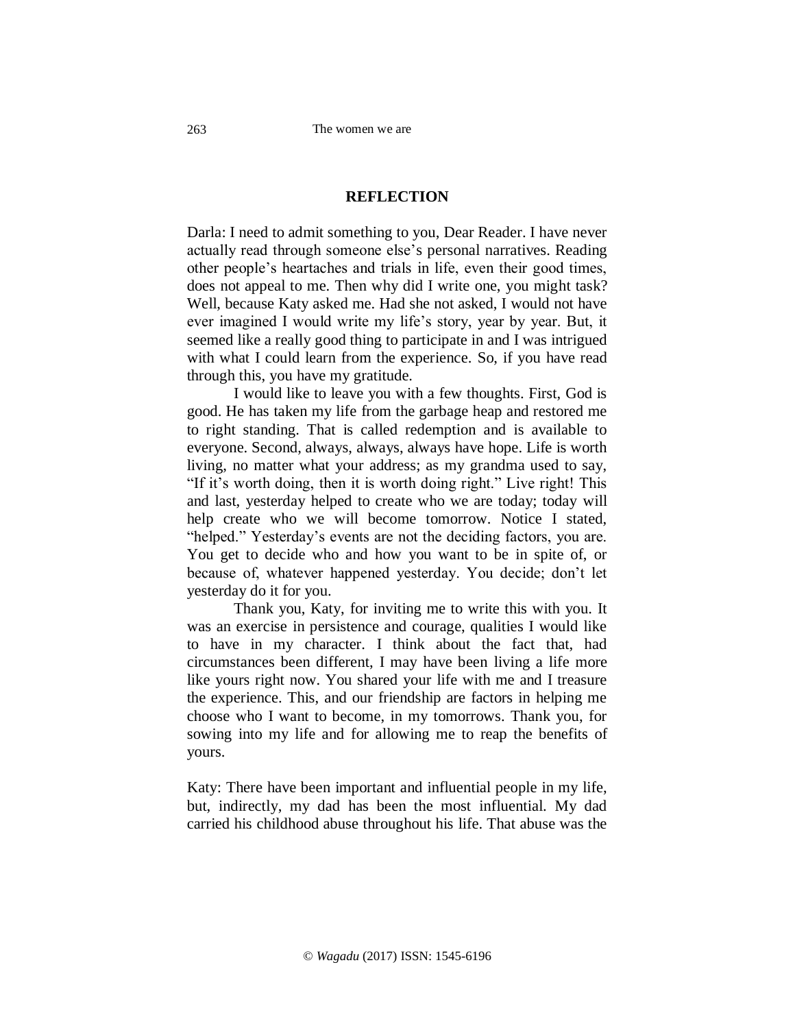## REFLECTION

Darla: I need to admit something to you, Dear Reader. I have never actually read through someone else's personal narratives. Reading other people's heartaches and trials in life, even their good times, does not appeal to me. Then why did I write one, you might task? Well, because Katy asked me. Had she not asked, I would not have ever imagined I would write my life's story, year by year. But, it seemed like a really good thing to participate in and I was intrigued with what I could learn from the experience. So, if you have read through this, you have my gratitude.

I would like to leave you with a few thoughts. First, God is good. He has taken my life from the garbage heap and restored me to right standing. That is called redemption and is available to everyone. Second, always, always, always have hope. Life is worth living, no matter what your address; as my grandma used to say, "If it's worth doing, then it is worth doing right." Live right! This and last, yesterday helped to create who we are today; today will help create who we will become tomorrow. Notice I stated, "helped." Yesterday's events are not the deciding factors, you are. You get to decide who and how you want to be in spite of, or because of, whatever happened yesterday. You decide; don't let yesterday do it for you.

Thank you, Katy, for inviting me to write this with you. It was an exercise in persistence and courage, qualities I would like to have in my character. I think about the fact that, had circumstances been different, I may have been living a life more like yours right now. You shared your life with me and I treasure the experience. This, and our friendship are factors in helping me choose who I want to become, in my tomorrows. Thank you, for sowing into my life and for allowing me to reap the benefits of yours.

Katy: There have been important and influential people in my life, but, indirectly, my dad has been the most influential. My dad carried his childhood abuse throughout his life. That abuse was the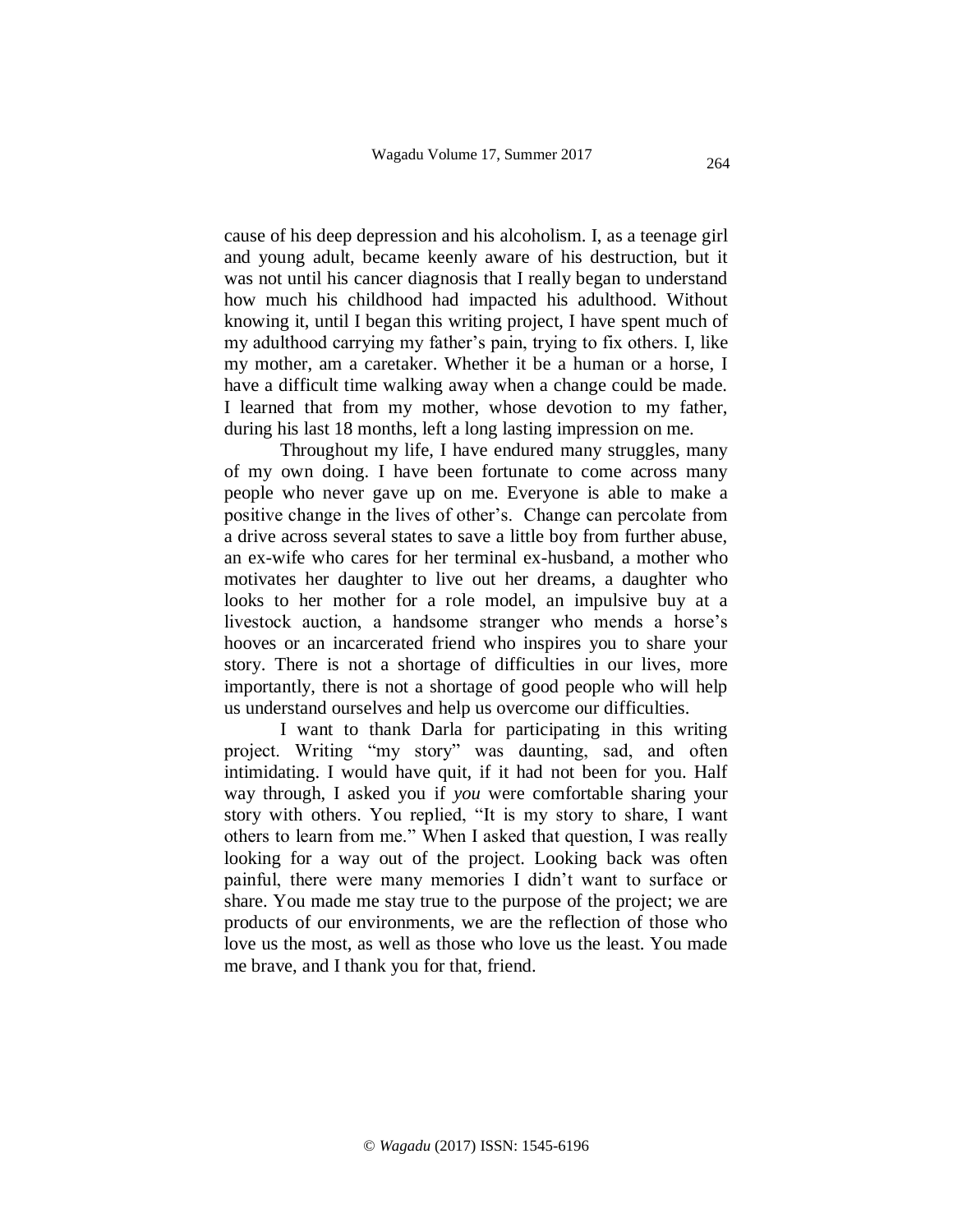cause of his deep depression and his alcoholism. I, as a teenage girl and young adult, became keenly aware of his destruction, but it was not until his cancer diagnosis that I really began to understand how much his childhood had impacted his adulthood. Without knowing it, until I began this writing project, I have spent much of my adulthood carrying my father's pain, trying to fix others. I, like my mother, am a caretaker. Whether it be a human or a horse, I have a difficult time walking away when a change could be made. I learned that from my mother, whose devotion to my father, during his last 18 months, left a long lasting impression on me.

Throughout my life, I have endured many struggles, many of my own doing. I have been fortunate to come across many people who never gave up on me. Everyone is able to make a positive change in the lives of other's. Change can percolate from a drive across several states to save a little boy from further abuse, an ex-wife who cares for her terminal ex-husband, a mother who motivates her daughter to live out her dreams, a daughter who looks to her mother for a role model, an impulsive buy at a livestock auction, a handsome stranger who mends a horse's hooves or an incarcerated friend who inspires you to share your story. There is not a shortage of difficulties in our lives, more importantly, there is not a shortage of good people who will help us understand ourselves and help us overcome our difficulties.

I want to thank Darla for participating in this writing project. Writing "my story" was daunting, sad, and often intimidating. I would have quit, if it had not been for you. Half way through, I asked you if *you* were comfortable sharing your story with others. You replied, "It is my story to share, I want others to learn from me." When I asked that question, I was really looking for a way out of the project. Looking back was often painful, there were many memories I didn't want to surface or share. You made me stay true to the purpose of the project; we are products of our environments, we are the reflection of those who love us the most, as well as those who love us the least. You made me brave, and I thank you for that, friend.